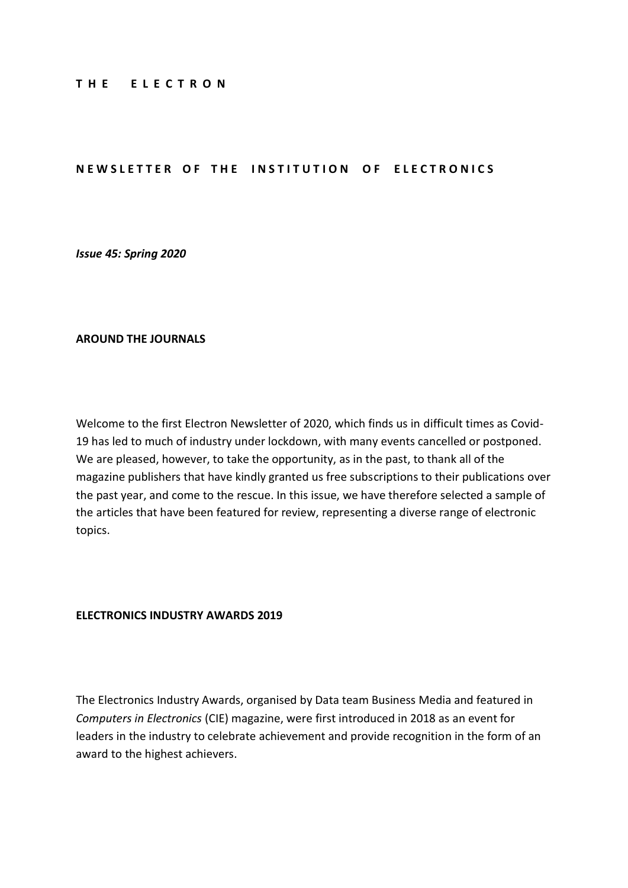# THE ELECTRON

## NEWSLETTER OF THE INSTITUTION OF ELECTRONICS

*Issue 45: Spring 2020*

### AROUND THE JOURNALS

Welcome to the first Electron Newsletter of 2020, which finds us in difficult times as Covid-19 has led to much of industry under lockdown, with many events cancelled or postponed. We are pleased, however, to take the opportunity, as in the past, to thank all of the magazine publishers that have kindly granted us free subscriptions to their publications over the past year, and come to the rescue. In this issue, we have therefore selected a sample of the articles that have been featured for review, representing a diverse range of electronic topics.

### ELECTRONICS INDUSTRY AWARDS 2019

The Electronics Industry Awards, organised by Data team Business Media and featured in *Computers in Electronics* (CIE) magazine, were first introduced in 2018 as an event for leaders in the industry to celebrate achievement and provide recognition in the form of an award to the highest achievers.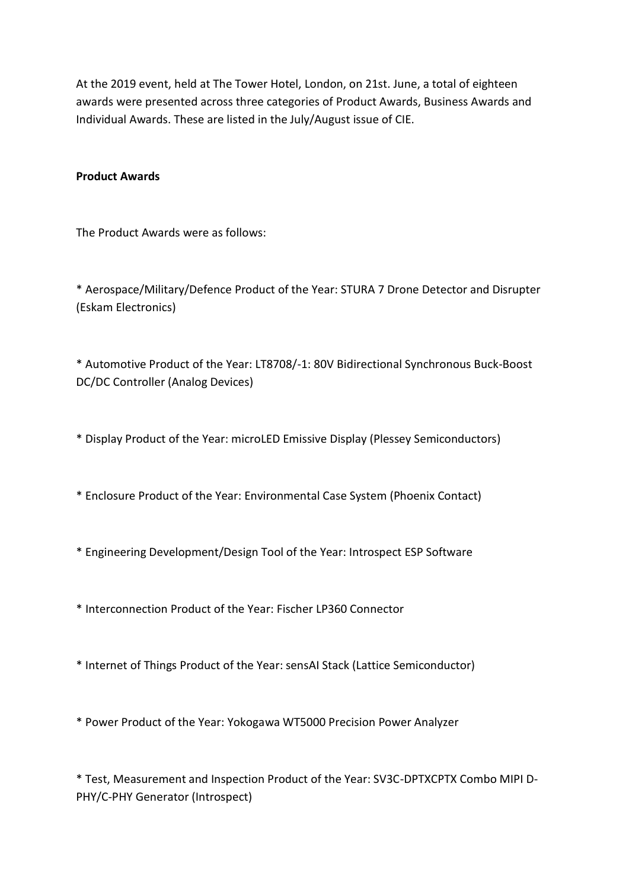At the 2019 event, held at The Tower Hotel, London, on 21st. June, a total of eighteen awards were presented across three categories of Product Awards, Business Awards and Individual Awards. These are listed in the July/August issue of CIE.

**Product Awards**

The Product Awards were as follows:

* Aerospace/Military/Defence Product of the Year: STURA 7 Drone Detector and Disrupter (Eskam Electronics)

* Automotive Product of the Year: LT8708/-1: 80V Bidirectional Synchronous Buck-Boost DC/DC Controller (Analog Devices)

* Display Product of the Year: microLED Emissive Display (Plessey Semiconductors)

* Enclosure Product of the Year: Environmental Case System (Phoenix Contact)

* Engineering Development/Design Tool of the Year: Introspect ESP Software

* Interconnection Product of the Year: Fischer LP360 Connector

* Internet of Things Product of the Year: sensAI Stack (Lattice Semiconductor)

* Power Product of the Year: Yokogawa WT5000 Precision Power Analyzer

* Test, Measurement and Inspection Product of the Year: SV3C-DPTXCPTX Combo MIPI D-PHY/C-PHY Generator (Introspect)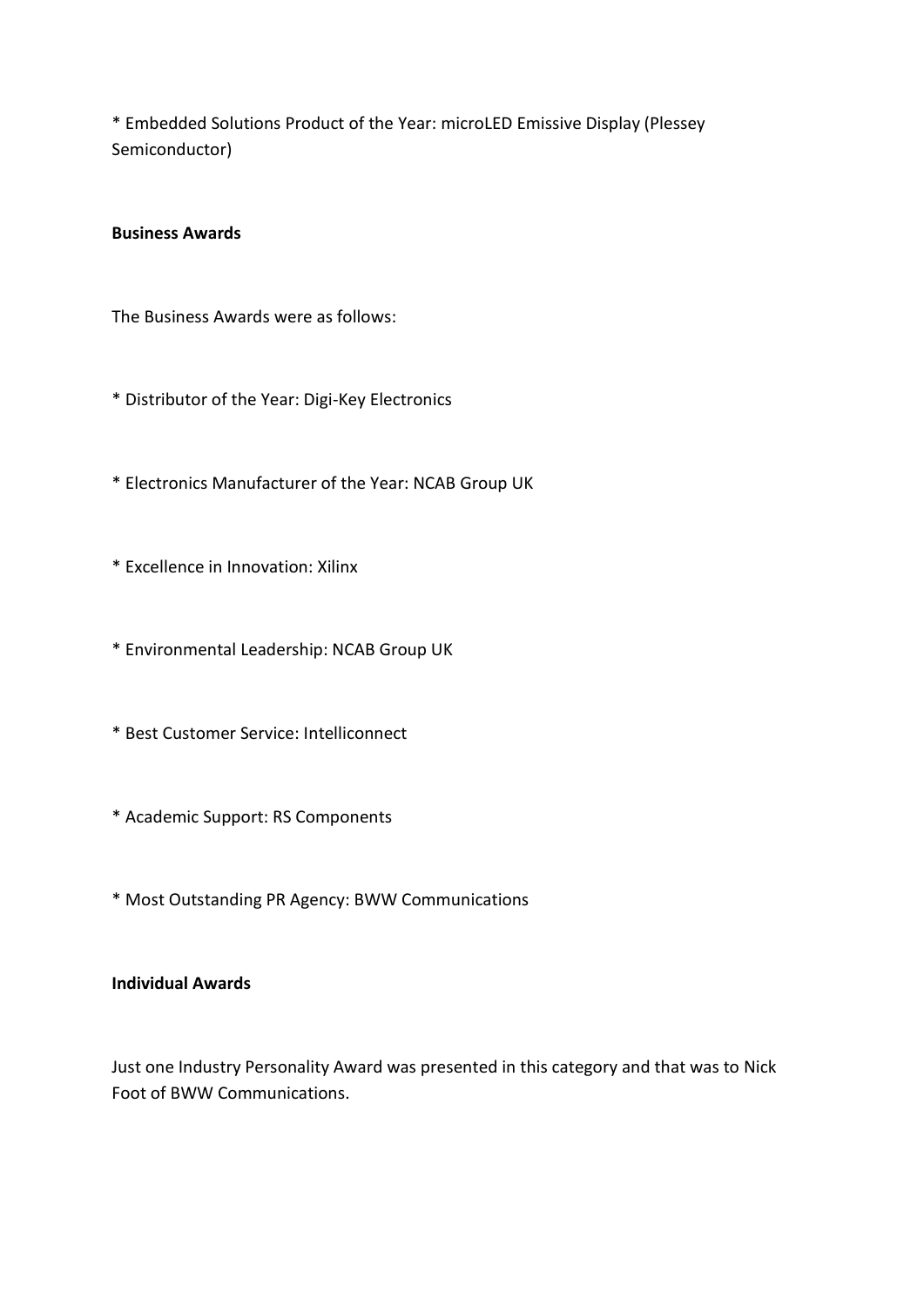* Embedded Solutions Product of the Year: microLED Emissive Display (Plessey Semiconductor)

**Business Awards**

The Business Awards were as follows:

* Distributor of the Year: Digi-Key Electronics

* Electronics Manufacturer of the Year: NCAB Group UK

* Excellence in Innovation: Xilinx

* Environmental Leadership: NCAB Group UK

* Best Customer Service: Intelliconnect

* Academic Support: RS Components

* Most Outstanding PR Agency: BWW Communications

**Individual Awards**

Just one Industry Personality Award was presented in this category and that was to Nick Foot of BWW Communications.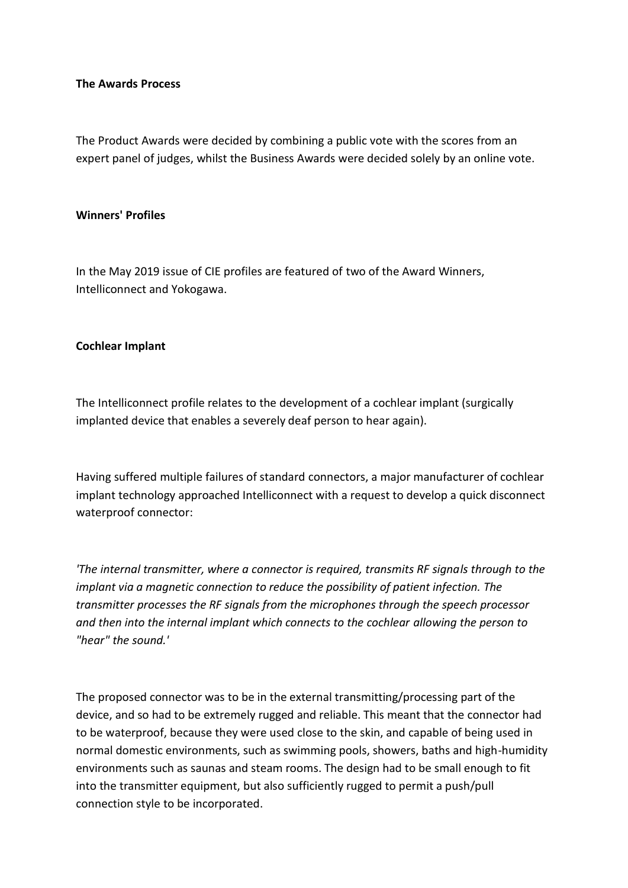**The Awards Process**

The Product Awards were decided by combining a public vote with the scores from an expert panel of judges, whilst the Business Awards were decided solely by an online vote.

**Winners' Profiles**

In the May 2019 issue of CIE profiles are featured of two of the Award Winners, Intelliconnect and Yokogawa.

**Cochlear Implant**

The Intelliconnect profile relates to the development of a cochlear implant (surgically implanted device that enables a severely deaf person to hear again).

Having suffered multiple failures of standard connectors, a major manufacturer of cochlear implant technology approached Intelliconnect with a request to develop a quick disconnect waterproof connector:

*'The internal transmitter, where a connector is required, transmits RF signals through to the implant via a magnetic connection to reduce the possibility of patient infection. The transmitter processes the RF signals from the microphones through the speech processor and then into the internal implant which connects to the cochlear allowing the person to "hear" the sound.'*

The proposed connector was to be in the external transmitting/processing part of the device, and so had to be extremely rugged and reliable. This meant that the connector had to be waterproof, because they were used close to the skin, and capable of being used in normal domestic environments, such as swimming pools, showers, baths and high-humidity environments such as saunas and steam rooms. The design had to be small enough to fit into the transmitter equipment, but also sufficiently rugged to permit a push/pull connection style to be incorporated.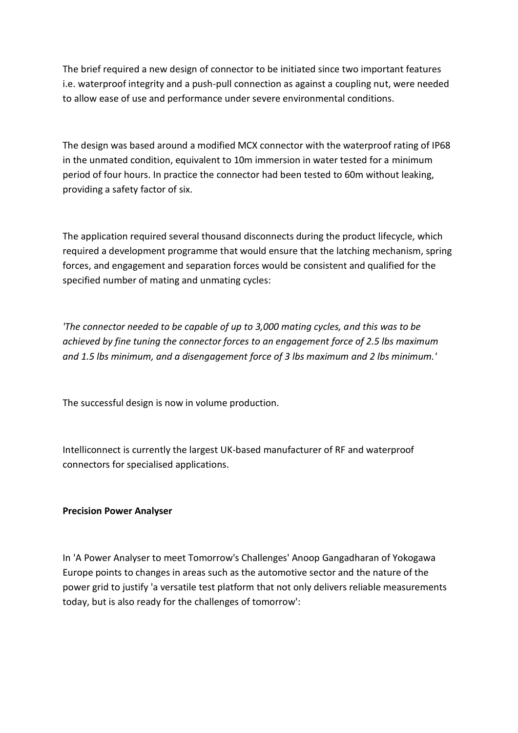The brief required a new design of connector to be initiated since two important features i.e. waterproof integrity and a push-pull connection as against a coupling nut, were needed to allow ease of use and performance under severe environmental conditions.

The design was based around a modified MCX connector with the waterproof rating of IP68 in the unmated condition, equivalent to 10m immersion in water tested for a minimum period of four hours. In practice the connector had been tested to 60m without leaking, providing a safety factor of six.

The application required several thousand disconnects during the product lifecycle, which required a development programme that would ensure that the latching mechanism, spring forces, and engagement and separation forces would be consistent and qualified for the specified number of mating and unmating cycles:

*'The connector needed to be capable of up to 3,000 mating cycles, and this was to be achieved by fine tuning the connector forces to an engagement force of 2.5 lbs maximum and 1.5 lbs minimum, and a disengagement force of 3 lbs maximum and 2 lbs minimum.'*

The successful design is now in volume production.

Intelliconnect is currently the largest UK-based manufacturer of RF and waterproof connectors for specialised applications.

**Precision Power Analyser**

In 'A Power Analyser to meet Tomorrow's Challenges' Anoop Gangadharan of Yokogawa Europe points to changes in areas such as the automotive sector and the nature of the power grid to justify 'a versatile test platform that not only delivers reliable measurements today, but is also ready for the challenges of tomorrow':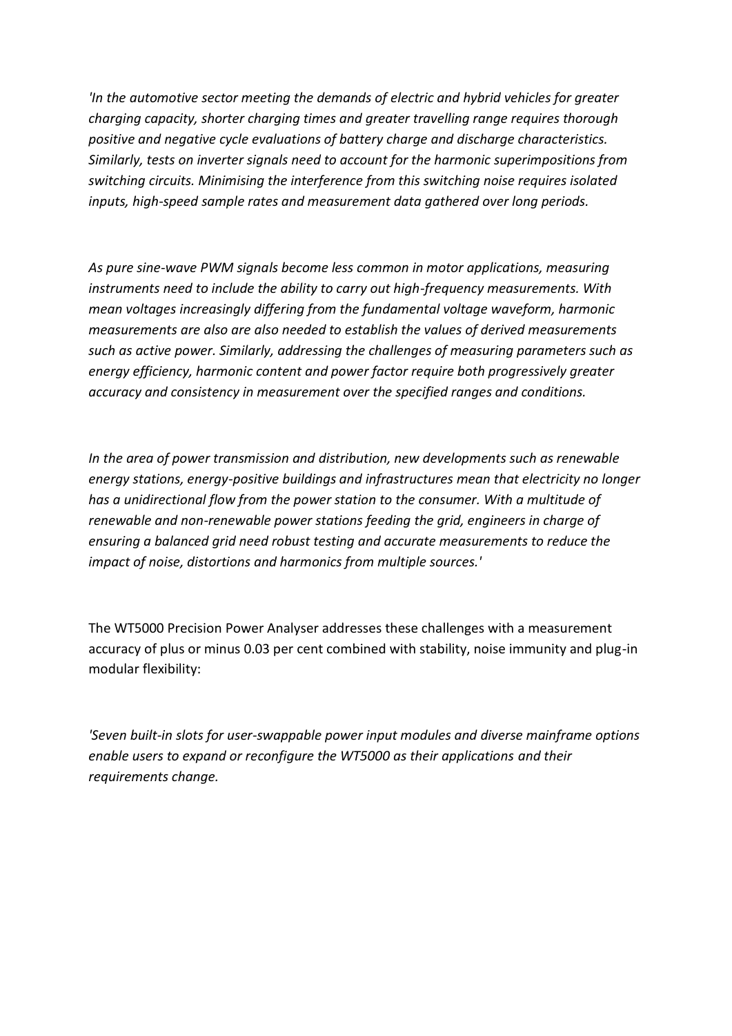*'In the automotive sector meeting the demands of electric and hybrid vehicles for greater charging capacity, shorter charging times and greater travelling range requires thorough positive and negative cycle evaluations of battery charge and discharge characteristics. Similarly, tests on inverter signals need to account for the harmonic superimpositions from switching circuits. Minimising the interference from this switching noise requires isolated inputs, high-speed sample rates and measurement data gathered over long periods.*

*As pure sine-wave PWM signals become less common in motor applications, measuring instruments need to include the ability to carry out high-frequency measurements. With mean voltages increasingly differing from the fundamental voltage waveform, harmonic measurements are also are also needed to establish the values of derived measurements such as active power. Similarly, addressing the challenges of measuring parameters such as energy efficiency, harmonic content and power factor require both progressively greater accuracy and consistency in measurement over the specified ranges and conditions.*

*In the area of power transmission and distribution, new developments such as renewable energy stations, energy-positive buildings and infrastructures mean that electricity no longer has a unidirectional flow from the power station to the consumer. With a multitude of renewable and non-renewable power stations feeding the grid, engineers in charge of ensuring a balanced grid need robust testing and accurate measurements to reduce the impact of noise, distortions and harmonics from multiple sources.'*

The WT5000 Precision Power Analyser addresses these challenges with a measurement accuracy of plus or minus 0.03 per cent combined with stability, noise immunity and plug-in modular flexibility:

*'Seven built-in slots for user-swappable power input modules and diverse mainframe options enable users to expand or reconfigure the WT5000 as their applications and their requirements change.*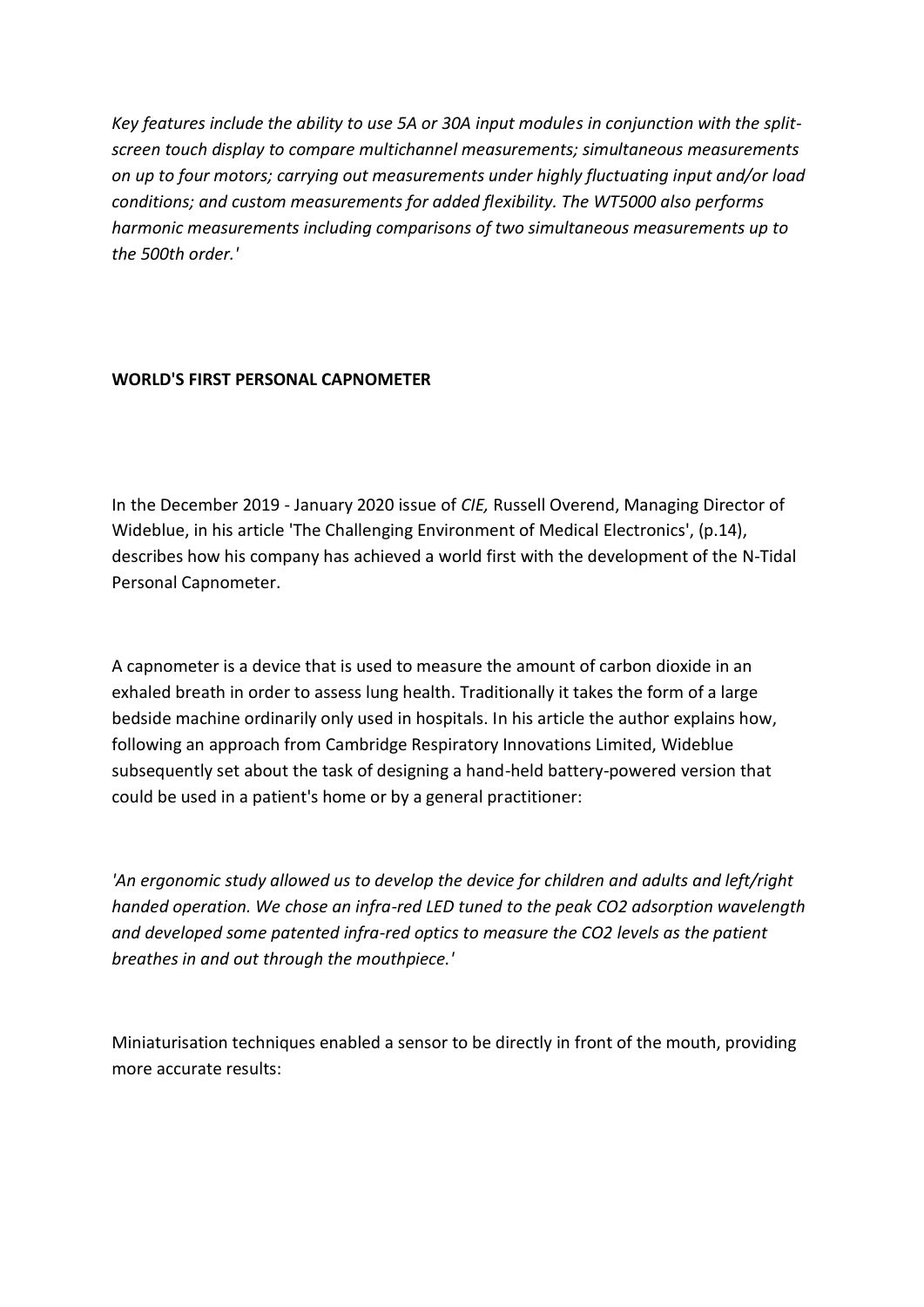*Key features include the ability to use 5A or 30A input modules in conjunction with the split-screen touch display to compare multichannel measurements; simultaneous measurements on up to four motors; carrying out measurements under highly fluctuating input and/or load conditions; and custom measurements for added flexibility. The WT5000 also performs harmonic measurements including comparisons of two simultaneous measurements up to the 500th order.'*

**WORLD'S FIRST PERSONAL CAPNOMETER**

In the December 2019 - January 2020 issue of *CIE,* Russell Overend, Managing Director of Wideblue, in his article 'The Challenging Environment of Medical Electronics', (p.14), describes how his company has achieved a world first with the development of the N-Tidal Personal Capnometer.

A capnometer is a device that is used to measure the amount of carbon dioxide in an exhaled breath in order to assess lung health. Traditionally it takes the form of a large bedside machine ordinarily only used in hospitals. In his article the author explains how, following an approach from Cambridge Respiratory Innovations Limited, Wideblue subsequently set about the task of designing a hand-held battery-powered version that could be used in a patient's home or by a general practitioner:

*'An ergonomic study allowed us to develop the device for children and adults and left/right handed operation. We chose an infra-red LED tuned to the peak CO2 adsorption wavelength and developed some patented infra-red optics to measure the CO2 levels as the patient breathes in and out through the mouthpiece.'*

Miniaturisation techniques enabled a sensor to be directly in front of the mouth, providing more accurate results: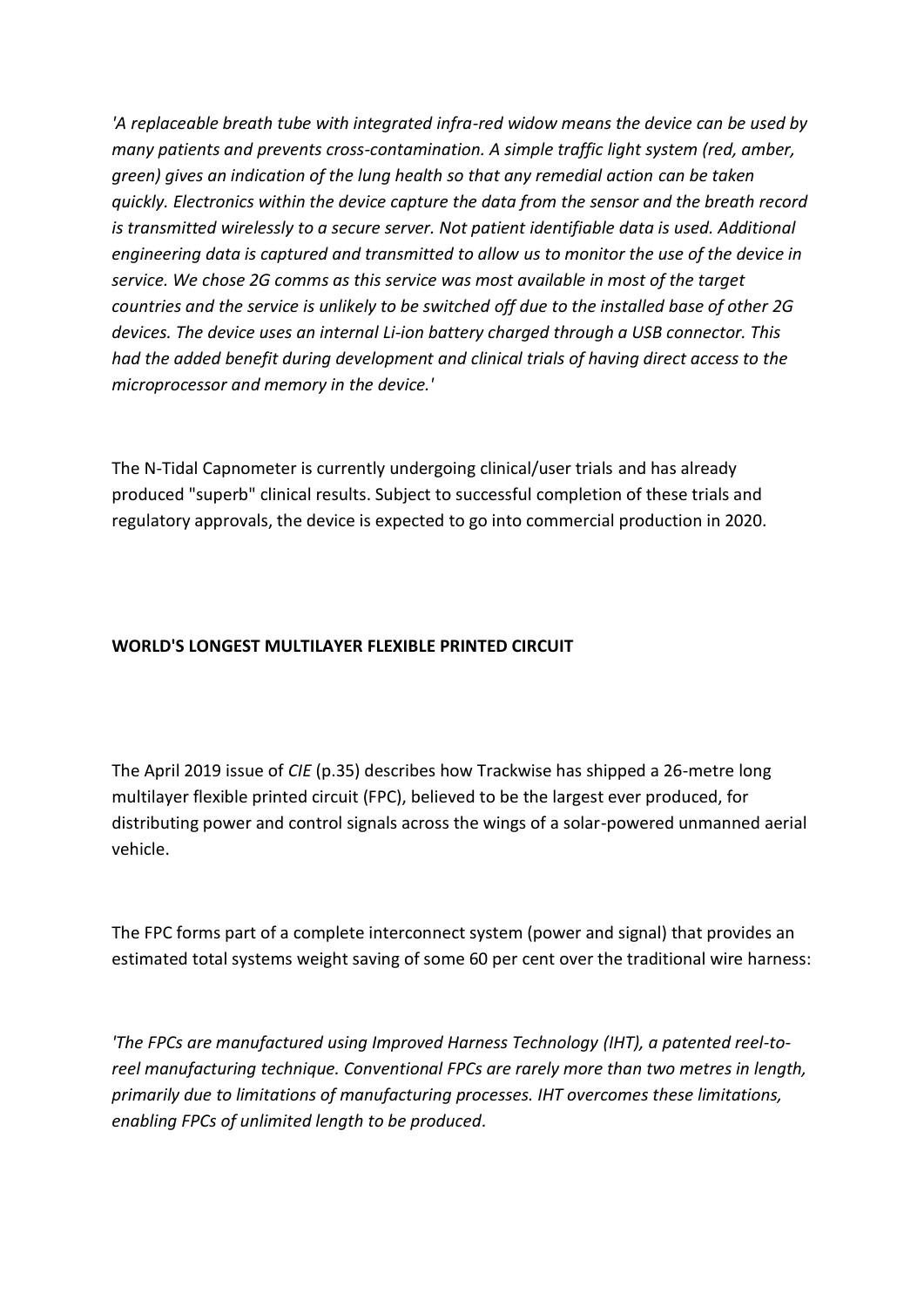*'A replaceable breath tube with integrated infra-red widow means the device can be used by many patients and prevents cross-contamination. A simple traffic light system (red, amber, green) gives an indication of the lung health so that any remedial action can be taken quickly. Electronics within the device capture the data from the sensor and the breath record is transmitted wirelessly to a secure server. Not patient identifiable data is used. Additional engineering data is captured and transmitted to allow us to monitor the use of the device in service. We chose 2G comms as this service was most available in most of the target countries and the service is unlikely to be switched off due to the installed base of other 2G devices. The device uses an internal Li-ion battery charged through a USB connector. This had the added benefit during development and clinical trials of having direct access to the microprocessor and memory in the device.'*

The N-Tidal Capnometer is currently undergoing clinical/user trials and has already produced "superb" clinical results. Subject to successful completion of these trials and regulatory approvals, the device is expected to go into commercial production in 2020.

**WORLD'S LONGEST MULTILAYER FLEXIBLE PRINTED CIRCUIT**

The April 2019 issue of *CIE* (p.35) describes how Trackwise has shipped a 26-metre long multilayer flexible printed circuit (FPC), believed to be the largest ever produced, for distributing power and control signals across the wings of a solar-powered unmanned aerial vehicle.

The FPC forms part of a complete interconnect system (power and signal) that provides an estimated total systems weight saving of some 60 per cent over the traditional wire harness:

*'The FPCs are manufactured using Improved Harness Technology (IHT), a patented reel-to-reel manufacturing technique. Conventional FPCs are rarely more than two metres in length, primarily due to limitations of manufacturing processes. IHT overcomes these limitations, enabling FPCs of unlimited length to be produced.*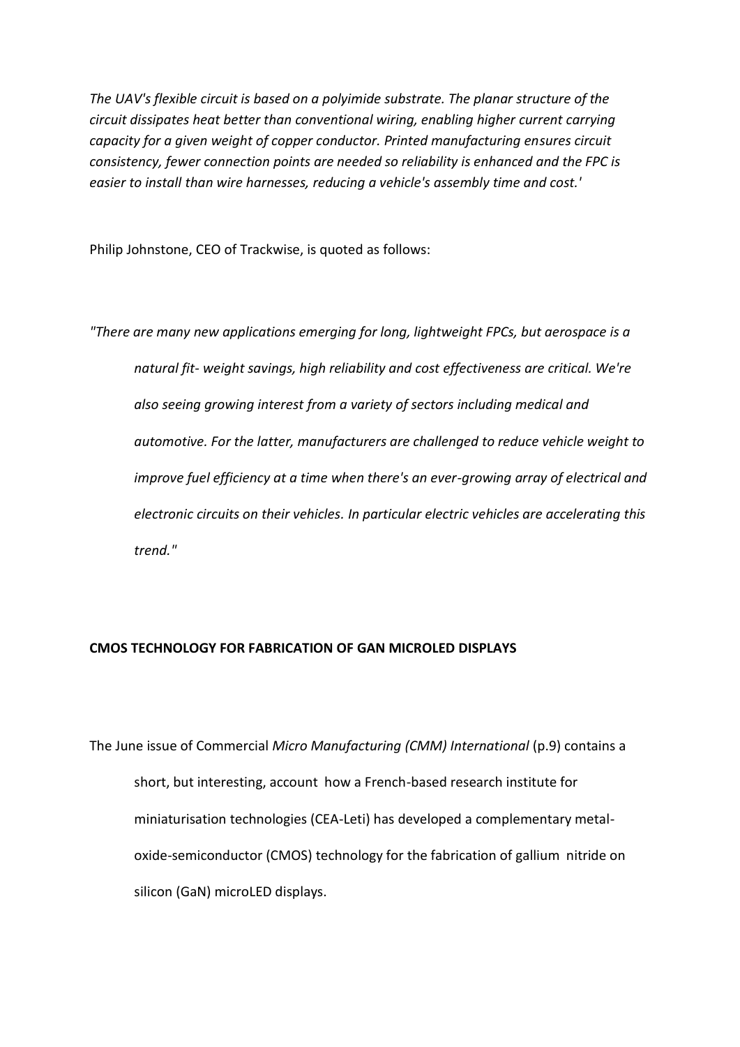*The UAV's flexible circuit is based on a polyimide substrate. The planar structure of the circuit dissipates heat better than conventional wiring, enabling higher current carrying capacity for a given weight of copper conductor. Printed manufacturing ensures circuit consistency, fewer connection points are needed so reliability is enhanced and the FPC is easier to install than wire harnesses, reducing a vehicle's assembly time and cost.'*

Philip Johnstone, CEO of Trackwise, is quoted as follows:

*"There are many new applications emerging for long, lightweight FPCs, but aerospace is a natural fit- weight savings, high reliability and cost effectiveness are critical. We're also seeing growing interest from a variety of sectors including medical and automotive. For the latter, manufacturers are challenged to reduce vehicle weight to improve fuel efficiency at a time when there's an ever-growing array of electrical and electronic circuits on their vehicles. In particular electric vehicles are accelerating this trend."*

**CMOS TECHNOLOGY FOR FABRICATION OF GAN MICROLED DISPLAYS**

The June issue of Commercial *Micro Manufacturing (CMM) International* (p.9) contains a short, but interesting, account how a French-based research institute for miniaturisation technologies (CEA-Leti) has developed a complementary metal-oxide-semiconductor (CMOS) technology for the fabrication of gallium nitride on silicon (GaN) microLED displays.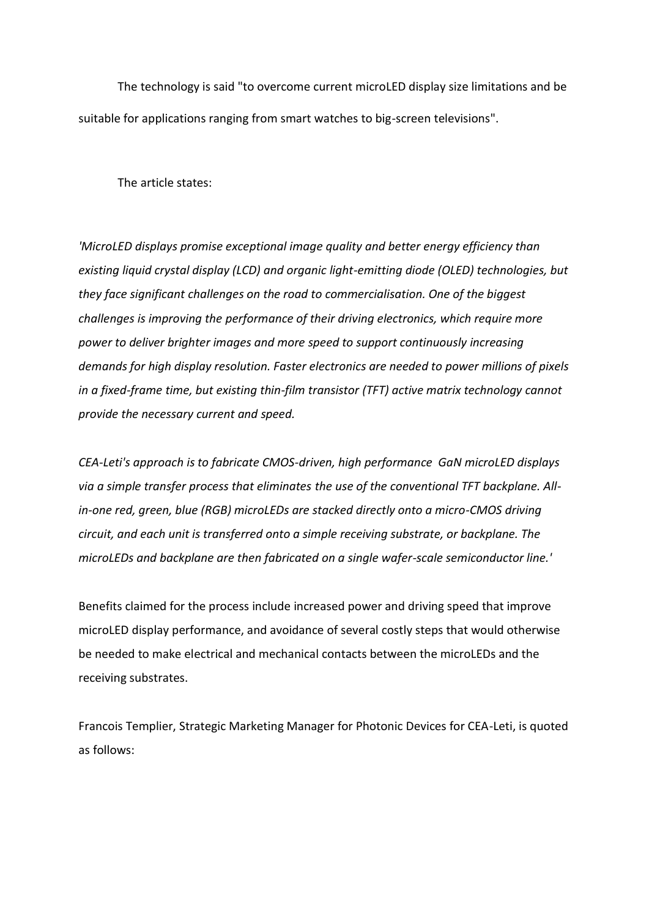The technology is said "to overcome current microLED display size limitations and be suitable for applications ranging from smart watches to big-screen televisions".

The article states:

*'MicroLED displays promise exceptional image quality and better energy efficiency than existing liquid crystal display (LCD) and organic light-emitting diode (OLED) technologies, but they face significant challenges on the road to commercialisation. One of the biggest challenges is improving the performance of their driving electronics, which require more power to deliver brighter images and more speed to support continuously increasing demands for high display resolution. Faster electronics are needed to power millions of pixels in a fixed-frame time, but existing thin-film transistor (TFT) active matrix technology cannot provide the necessary current and speed.*

*CEA-Leti's approach is to fabricate CMOS-driven, high performance GaN microLED displays via a simple transfer process that eliminates the use of the conventional TFT backplane. All-in-one red, green, blue (RGB) microLEDs are stacked directly onto a micro-CMOS driving circuit, and each unit is transferred onto a simple receiving substrate, or backplane. The microLEDs and backplane are then fabricated on a single wafer-scale semiconductor line.'*

Benefits claimed for the process include increased power and driving speed that improve microLED display performance, and avoidance of several costly steps that would otherwise be needed to make electrical and mechanical contacts between the microLEDs and the receiving substrates.

Francois Templier, Strategic Marketing Manager for Photonic Devices for CEA-Leti, is quoted as follows: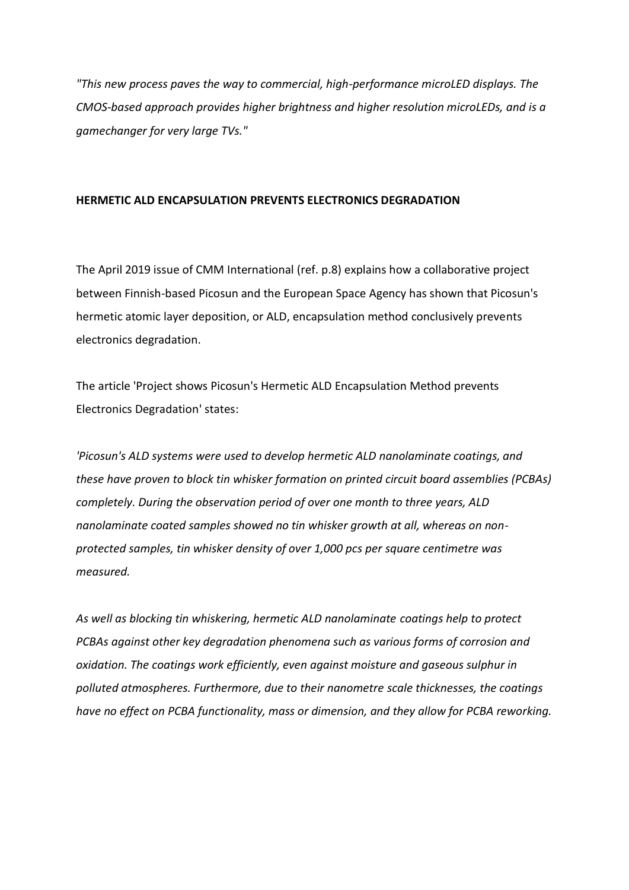*"This new process paves the way to commercial, high-performance microLED displays. The CMOS-based approach provides higher brightness and higher resolution microLEDs, and is a gamechanger for very large TVs."*

**HERMETIC ALD ENCAPSULATION PREVENTS ELECTRONICS DEGRADATION**

The April 2019 issue of CMM International (ref. p.8) explains how a collaborative project between Finnish-based Picosun and the European Space Agency has shown that Picosun's hermetic atomic layer deposition, or ALD, encapsulation method conclusively prevents electronics degradation.

The article 'Project shows Picosun's Hermetic ALD Encapsulation Method prevents Electronics Degradation' states:

*'Picosun's ALD systems were used to develop hermetic ALD nanolaminate coatings, and these have proven to block tin whisker formation on printed circuit board assemblies (PCBAs) completely. During the observation period of over one month to three years, ALD nanolaminate coated samples showed no tin whisker growth at all, whereas on non-protected samples, tin whisker density of over 1,000 pcs per square centimetre was measured.*

*As well as blocking tin whiskering, hermetic ALD nanolaminate coatings help to protect PCBAs against other key degradation phenomena such as various forms of corrosion and oxidation. The coatings work efficiently, even against moisture and gaseous sulphur in polluted atmospheres. Furthermore, due to their nanometre scale thicknesses, the coatings have no effect on PCBA functionality, mass or dimension, and they allow for PCBA reworking.*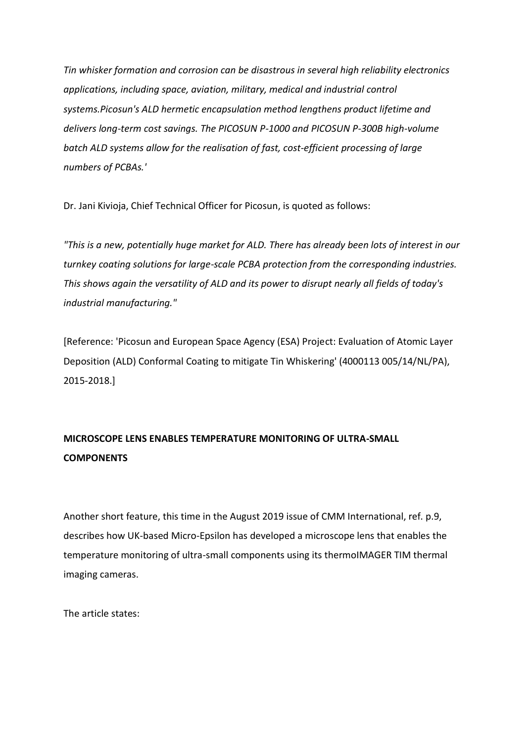*Tin whisker formation and corrosion can be disastrous in several high reliability electronics applications, including space, aviation, military, medical and industrial control systems.Picosun's ALD hermetic encapsulation method lengthens product lifetime and delivers long-term cost savings. The PICOSUN P-1000 and PICOSUN P-300B high-volume batch ALD systems allow for the realisation of fast, cost-efficient processing of large numbers of PCBAs.'*

Dr. Jani Kivioja, Chief Technical Officer for Picosun, is quoted as follows:

*"This is a new, potentially huge market for ALD. There has already been lots of interest in our turnkey coating solutions for large-scale PCBA protection from the corresponding industries. This shows again the versatility of ALD and its power to disrupt nearly all fields of today's industrial manufacturing."*

[Reference: 'Picosun and European Space Agency (ESA) Project: Evaluation of Atomic Layer Deposition (ALD) Conformal Coating to mitigate Tin Whiskering' (4000113 005/14/NL/PA), 2015-2018.]

**MICROSCOPE LENS ENABLES TEMPERATURE MONITORING OF ULTRA-SMALL COMPONENTS**

Another short feature, this time in the August 2019 issue of CMM International, ref. p.9, describes how UK-based Micro-Epsilon has developed a microscope lens that enables the temperature monitoring of ultra-small components using its thermoIMAGER TIM thermal imaging cameras.

The article states: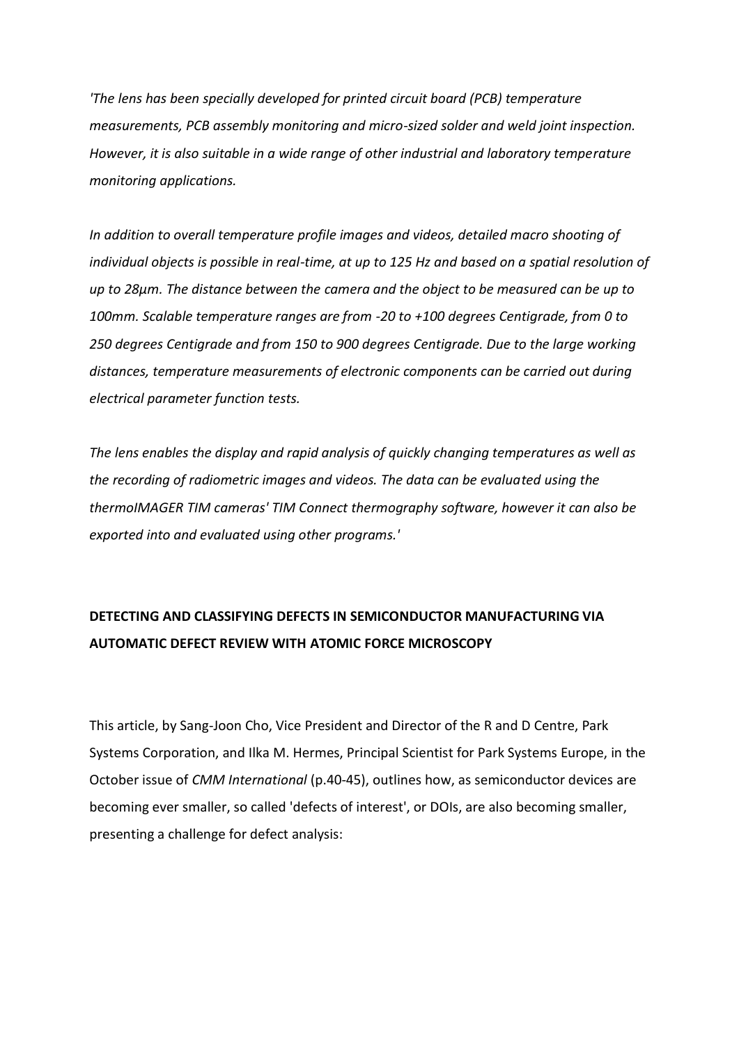*'The lens has been specially developed for printed circuit board (PCB) temperature measurements, PCB assembly monitoring and micro-sized solder and weld joint inspection. However, it is also suitable in a wide range of other industrial and laboratory temperature monitoring applications.*

*In addition to overall temperature profile images and videos, detailed macro shooting of individual objects is possible in real-time, at up to 125 Hz and based on a spatial resolution of up to 28µm. The distance between the camera and the object to be measured can be up to 100mm. Scalable temperature ranges are from -20 to +100 degrees Centigrade, from 0 to 250 degrees Centigrade and from 150 to 900 degrees Centigrade. Due to the large working distances, temperature measurements of electronic components can be carried out during electrical parameter function tests.*

*The lens enables the display and rapid analysis of quickly changing temperatures as well as the recording of radiometric images and videos. The data can be evaluated using the thermoIMAGER TIM cameras' TIM Connect thermography software, however it can also be exported into and evaluated using other programs.'*

**DETECTING AND CLASSIFYING DEFECTS IN SEMICONDUCTOR MANUFACTURING VIA AUTOMATIC DEFECT REVIEW WITH ATOMIC FORCE MICROSCOPY**

This article, by Sang-Joon Cho, Vice President and Director of the R and D Centre, Park Systems Corporation, and Ilka M. Hermes, Principal Scientist for Park Systems Europe, in the October issue of *CMM International* (p.40-45), outlines how, as semiconductor devices are becoming ever smaller, so called 'defects of interest', or DOIs, are also becoming smaller, presenting a challenge for defect analysis: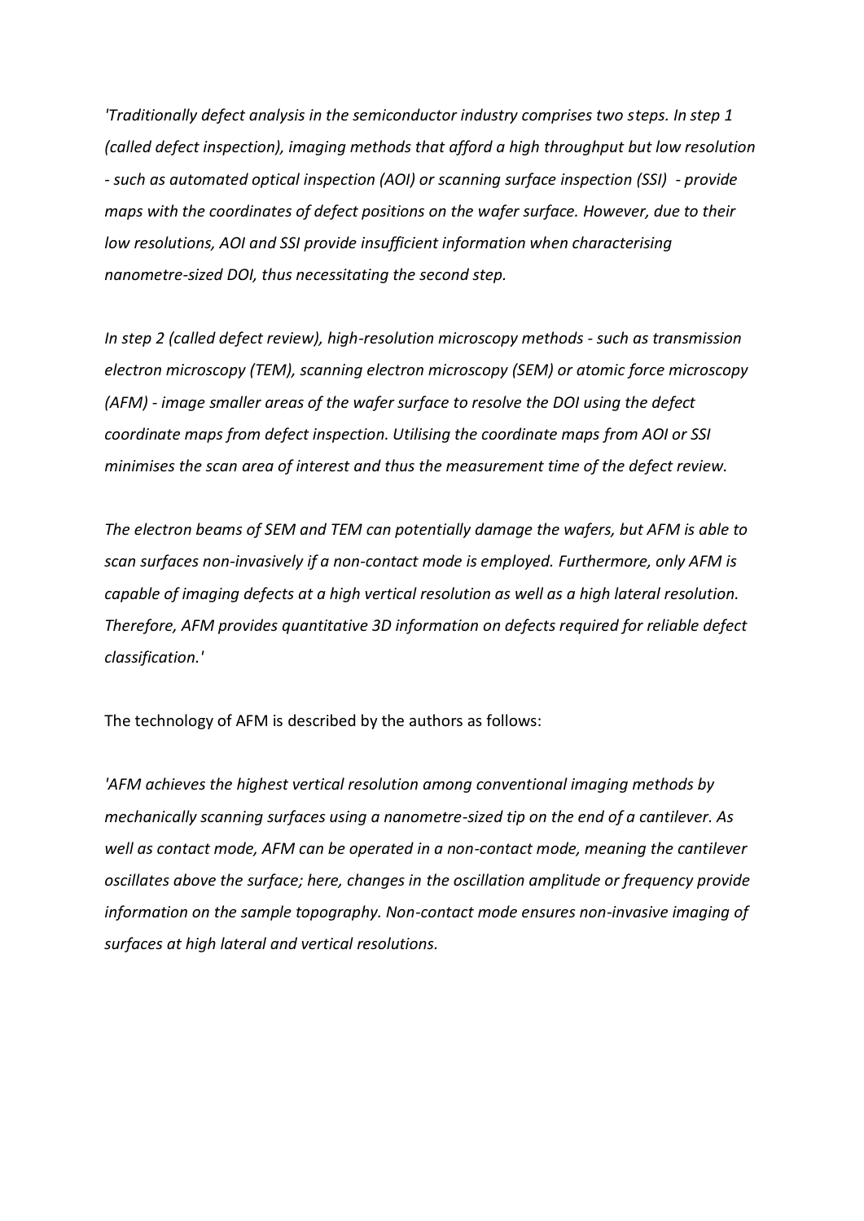*'Traditionally defect analysis in the semiconductor industry comprises two steps. In step 1 (called defect inspection), imaging methods that afford a high throughput but low resolution - such as automated optical inspection (AOI) or scanning surface inspection (SSI) - provide maps with the coordinates of defect positions on the wafer surface. However, due to their low resolutions, AOI and SSI provide insufficient information when characterising nanometre-sized DOI, thus necessitating the second step.*

*In step 2 (called defect review), high-resolution microscopy methods - such as transmission electron microscopy (TEM), scanning electron microscopy (SEM) or atomic force microscopy (AFM) - image smaller areas of the wafer surface to resolve the DOI using the defect coordinate maps from defect inspection. Utilising the coordinate maps from AOI or SSI minimises the scan area of interest and thus the measurement time of the defect review.*

*The electron beams of SEM and TEM can potentially damage the wafers, but AFM is able to scan surfaces non-invasively if a non-contact mode is employed. Furthermore, only AFM is capable of imaging defects at a high vertical resolution as well as a high lateral resolution. Therefore, AFM provides quantitative 3D information on defects required for reliable defect classification.'*

The technology of AFM is described by the authors as follows:

*'AFM achieves the highest vertical resolution among conventional imaging methods by mechanically scanning surfaces using a nanometre-sized tip on the end of a cantilever. As well as contact mode, AFM can be operated in a non-contact mode, meaning the cantilever oscillates above the surface; here, changes in the oscillation amplitude or frequency provide information on the sample topography. Non-contact mode ensures non-invasive imaging of surfaces at high lateral and vertical resolutions.*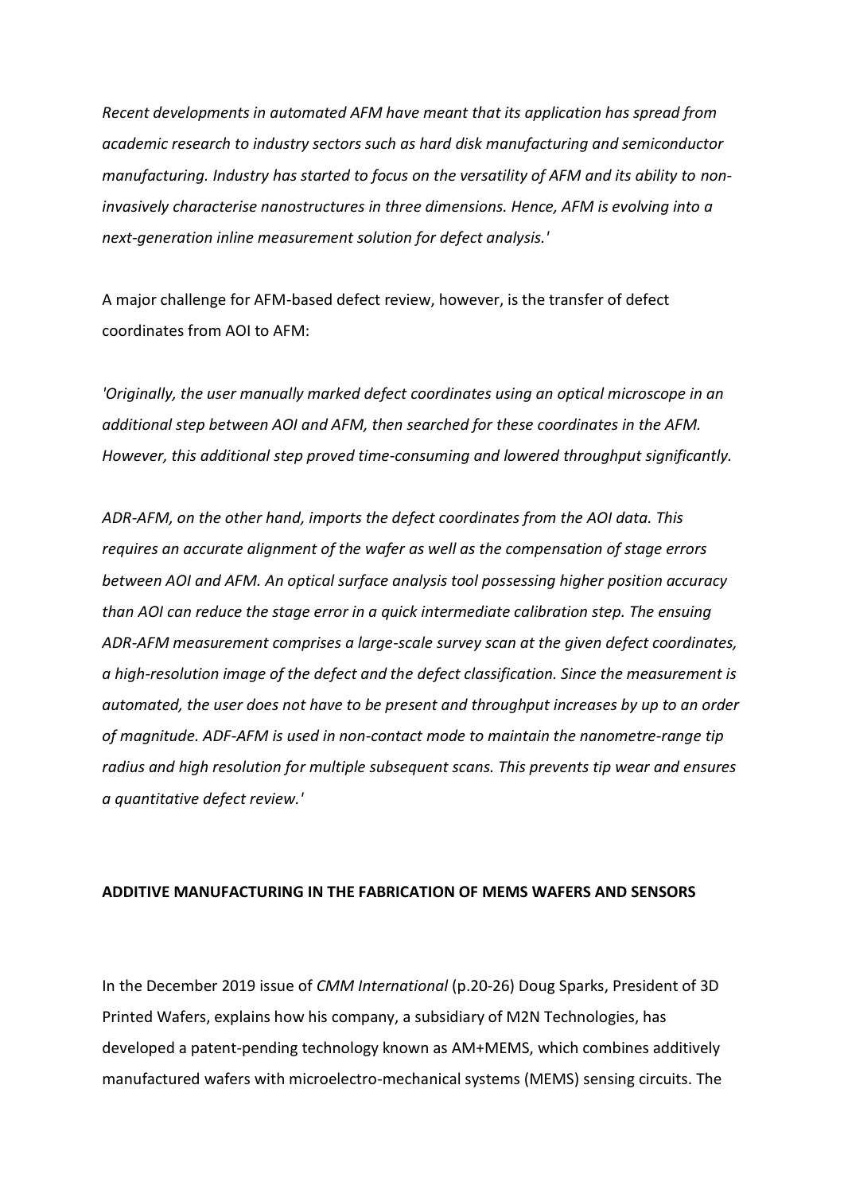*Recent developments in automated AFM have meant that its application has spread from academic research to industry sectors such as hard disk manufacturing and semiconductor manufacturing. Industry has started to focus on the versatility of AFM and its ability to non-invasively characterise nanostructures in three dimensions. Hence, AFM is evolving into a next-generation inline measurement solution for defect analysis.'*

A major challenge for AFM-based defect review, however, is the transfer of defect coordinates from AOI to AFM:

*'Originally, the user manually marked defect coordinates using an optical microscope in an additional step between AOI and AFM, then searched for these coordinates in the AFM. However, this additional step proved time-consuming and lowered throughput significantly.*

*ADR-AFM, on the other hand, imports the defect coordinates from the AOI data. This requires an accurate alignment of the wafer as well as the compensation of stage errors between AOI and AFM. An optical surface analysis tool possessing higher position accuracy than AOI can reduce the stage error in a quick intermediate calibration step. The ensuing ADR-AFM measurement comprises a large-scale survey scan at the given defect coordinates, a high-resolution image of the defect and the defect classification. Since the measurement is automated, the user does not have to be present and throughput increases by up to an order of magnitude. ADF-AFM is used in non-contact mode to maintain the nanometre-range tip radius and high resolution for multiple subsequent scans. This prevents tip wear and ensures a quantitative defect review.'*

## ADDITIVE MANUFACTURING IN THE FABRICATION OF MEMS WAFERS AND SENSORS

In the December 2019 issue of *CMM International* (p.20-26) Doug Sparks, President of 3D Printed Wafers, explains how his company, a subsidiary of M2N Technologies, has developed a patent-pending technology known as AM+MEMS, which combines additively manufactured wafers with microelectro-mechanical systems (MEMS) sensing circuits. The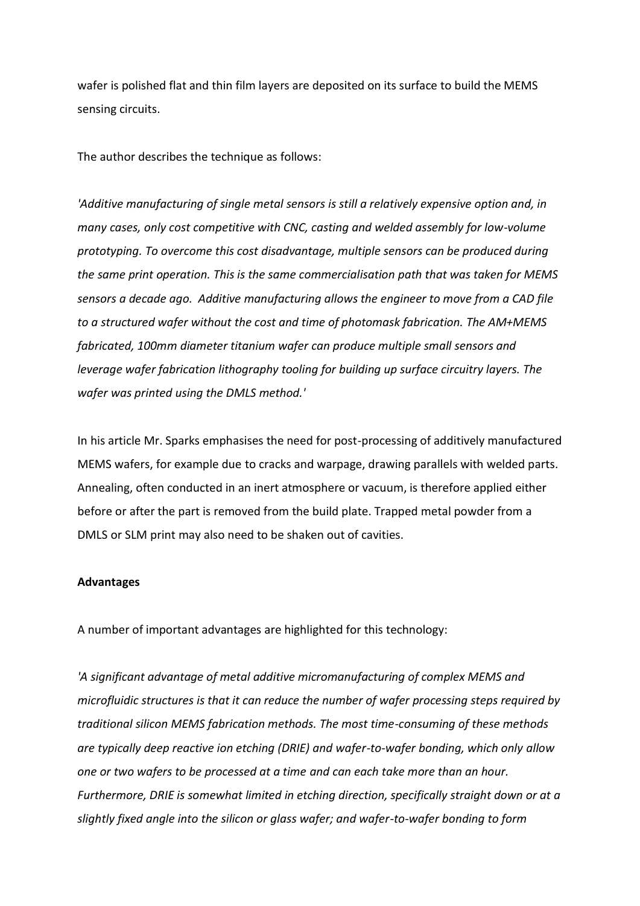wafer is polished flat and thin film layers are deposited on its surface to build the MEMS sensing circuits.

The author describes the technique as follows:

*'Additive manufacturing of single metal sensors is still a relatively expensive option and, in many cases, only cost competitive with CNC, casting and welded assembly for low-volume prototyping. To overcome this cost disadvantage, multiple sensors can be produced during the same print operation. This is the same commercialisation path that was taken for MEMS sensors a decade ago.  Additive manufacturing allows the engineer to move from a CAD file to a structured wafer without the cost and time of photomask fabrication. The AM+MEMS fabricated, 100mm diameter titanium wafer can produce multiple small sensors and leverage wafer fabrication lithography tooling for building up surface circuitry layers. The wafer was printed using the DMLS method.'*

In his article Mr. Sparks emphasises the need for post-processing of additively manufactured MEMS wafers, for example due to cracks and warpage, drawing parallels with welded parts. Annealing, often conducted in an inert atmosphere or vacuum, is therefore applied either before or after the part is removed from the build plate. Trapped metal powder from a DMLS or SLM print may also need to be shaken out of cavities.

**Advantages**

A number of important advantages are highlighted for this technology:

*'A significant advantage of metal additive micromanufacturing of complex MEMS and microfluidic structures is that it can reduce the number of wafer processing steps required by traditional silicon MEMS fabrication methods. The most time-consuming of these methods are typically deep reactive ion etching (DRIE) and wafer-to-wafer bonding, which only allow one or two wafers to be processed at a time and can each take more than an hour. Furthermore, DRIE is somewhat limited in etching direction, specifically straight down or at a slightly fixed angle into the silicon or glass wafer; and wafer-to-wafer bonding to form*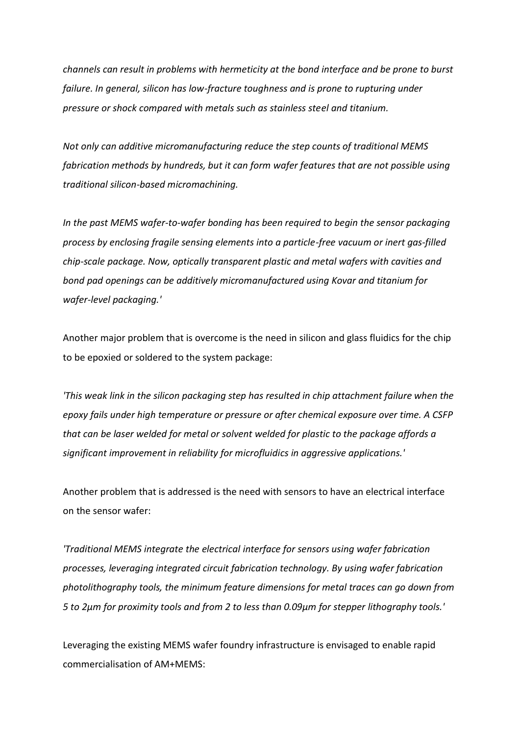*channels can result in problems with hermeticity at the bond interface and be prone to burst failure. In general, silicon has low-fracture toughness and is prone to rupturing under pressure or shock compared with metals such as stainless steel and titanium.*

*Not only can additive micromanufacturing reduce the step counts of traditional MEMS fabrication methods by hundreds, but it can form wafer features that are not possible using traditional silicon-based micromachining.*

*In the past MEMS wafer-to-wafer bonding has been required to begin the sensor packaging process by enclosing fragile sensing elements into a particle-free vacuum or inert gas-filled chip-scale package. Now, optically transparent plastic and metal wafers with cavities and bond pad openings can be additively micromanufactured using Kovar and titanium for wafer-level packaging.'*

Another major problem that is overcome is the need in silicon and glass fluidics for the chip to be epoxied or soldered to the system package:

*'This weak link in the silicon packaging step has resulted in chip attachment failure when the epoxy fails under high temperature or pressure or after chemical exposure over time. A CSFP that can be laser welded for metal or solvent welded for plastic to the package affords a significant improvement in reliability for microfluidics in aggressive applications.'*

Another problem that is addressed is the need with sensors to have an electrical interface on the sensor wafer:

*'Traditional MEMS integrate the electrical interface for sensors using wafer fabrication processes, leveraging integrated circuit fabrication technology. By using wafer fabrication photolithography tools, the minimum feature dimensions for metal traces can go down from 5 to 2µm for proximity tools and from 2 to less than 0.09µm for stepper lithography tools.'*

Leveraging the existing MEMS wafer foundry infrastructure is envisaged to enable rapid commercialisation of AM+MEMS: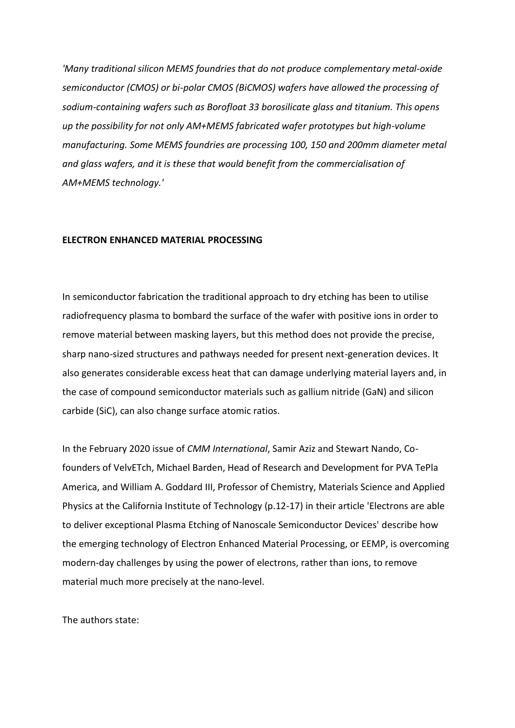*'Many traditional silicon MEMS foundries that do not produce complementary metal-oxide semiconductor (CMOS) or bi-polar CMOS (BiCMOS) wafers have allowed the processing of sodium-containing wafers such as Borofloat 33 borosilicate glass and titanium. This opens up the possibility for not only AM+MEMS fabricated wafer prototypes but high-volume manufacturing. Some MEMS foundries are processing 100, 150 and 200mm diameter metal and glass wafers, and it is these that would benefit from the commercialisation of AM+MEMS technology.'*

**ELECTRON ENHANCED MATERIAL PROCESSING**

In semiconductor fabrication the traditional approach to dry etching has been to utilise radiofrequency plasma to bombard the surface of the wafer with positive ions in order to remove material between masking layers, but this method does not provide the precise, sharp nano-sized structures and pathways needed for present next-generation devices. It also generates considerable excess heat that can damage underlying material layers and, in the case of compound semiconductor materials such as gallium nitride (GaN) and silicon carbide (SiC), can also change surface atomic ratios.

In the February 2020 issue of *CMM International*, Samir Aziz and Stewart Nando, Co-founders of VelvETch, Michael Barden, Head of Research and Development for PVA TePla America, and William A. Goddard III, Professor of Chemistry, Materials Science and Applied Physics at the California Institute of Technology (p.12-17) in their article 'Electrons are able to deliver exceptional Plasma Etching of Nanoscale Semiconductor Devices' describe how the emerging technology of Electron Enhanced Material Processing, or EEMP, is overcoming modern-day challenges by using the power of electrons, rather than ions, to remove material much more precisely at the nano-level.

The authors state: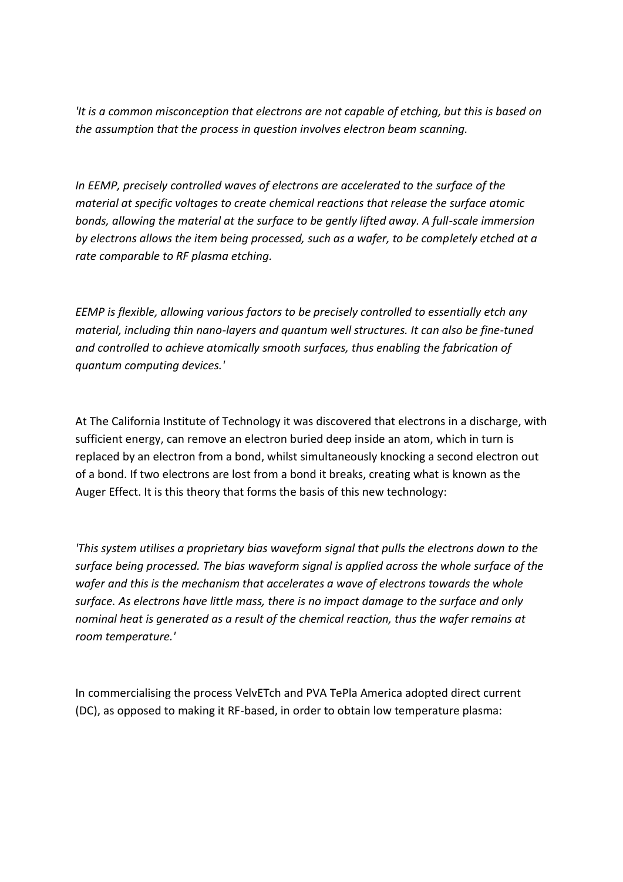*'It is a common misconception that electrons are not capable of etching, but this is based on the assumption that the process in question involves electron beam scanning.*

*In EEMP, precisely controlled waves of electrons are accelerated to the surface of the material at specific voltages to create chemical reactions that release the surface atomic bonds, allowing the material at the surface to be gently lifted away. A full-scale immersion by electrons allows the item being processed, such as a wafer, to be completely etched at a rate comparable to RF plasma etching.*

*EEMP is flexible, allowing various factors to be precisely controlled to essentially etch any material, including thin nano-layers and quantum well structures. It can also be fine-tuned and controlled to achieve atomically smooth surfaces, thus enabling the fabrication of quantum computing devices.'*

At The California Institute of Technology it was discovered that electrons in a discharge, with sufficient energy, can remove an electron buried deep inside an atom, which in turn is replaced by an electron from a bond, whilst simultaneously knocking a second electron out of a bond. If two electrons are lost from a bond it breaks, creating what is known as the Auger Effect. It is this theory that forms the basis of this new technology:

*'This system utilises a proprietary bias waveform signal that pulls the electrons down to the surface being processed. The bias waveform signal is applied across the whole surface of the wafer and this is the mechanism that accelerates a wave of electrons towards the whole surface. As electrons have little mass, there is no impact damage to the surface and only nominal heat is generated as a result of the chemical reaction, thus the wafer remains at room temperature.'*

In commercialising the process VelvETch and PVA TePla America adopted direct current (DC), as opposed to making it RF-based, in order to obtain low temperature plasma: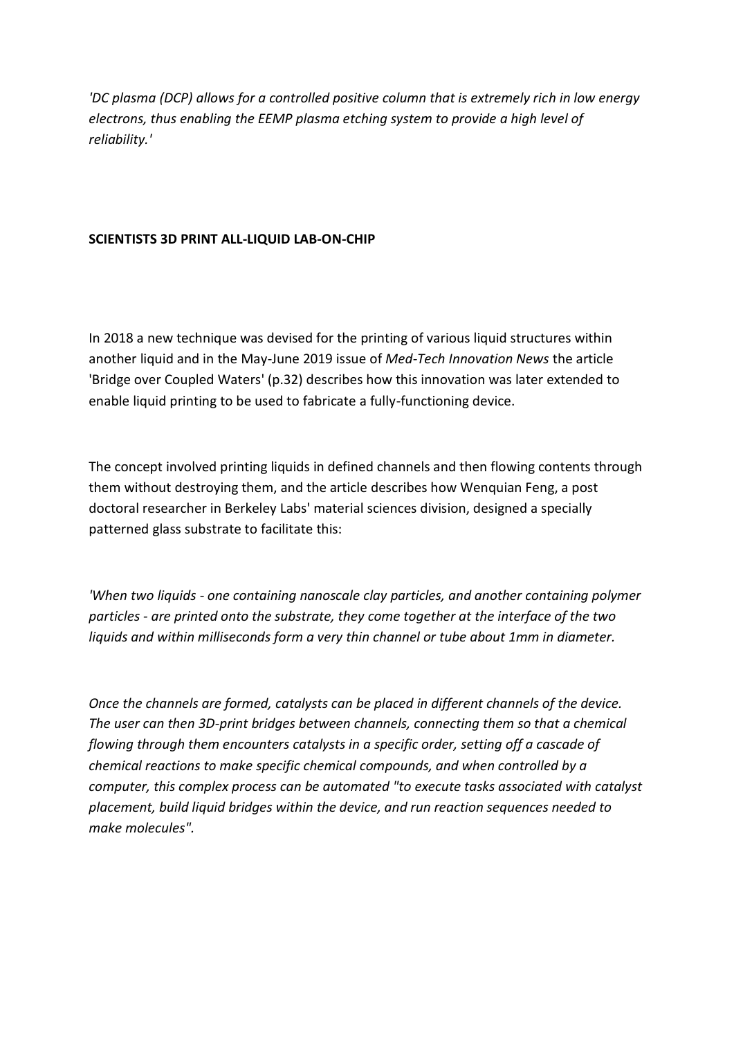*'DC plasma (DCP) allows for a controlled positive column that is extremely rich in low energy electrons, thus enabling the EEMP plasma etching system to provide a high level of reliability.'*

**SCIENTISTS 3D PRINT ALL-LIQUID LAB-ON-CHIP**

In 2018 a new technique was devised for the printing of various liquid structures within another liquid and in the May-June 2019 issue of *Med-Tech Innovation News* the article 'Bridge over Coupled Waters' (p.32) describes how this innovation was later extended to enable liquid printing to be used to fabricate a fully-functioning device.

The concept involved printing liquids in defined channels and then flowing contents through them without destroying them, and the article describes how Wenquian Feng, a post doctoral researcher in Berkeley Labs' material sciences division, designed a specially patterned glass substrate to facilitate this:

*'When two liquids - one containing nanoscale clay particles, and another containing polymer particles - are printed onto the substrate, they come together at the interface of the two liquids and within milliseconds form a very thin channel or tube about 1mm in diameter.*

*Once the channels are formed, catalysts can be placed in different channels of the device. The user can then 3D-print bridges between channels, connecting them so that a chemical flowing through them encounters catalysts in a specific order, setting off a cascade of chemical reactions to make specific chemical compounds, and when controlled by a computer, this complex process can be automated "to execute tasks associated with catalyst placement, build liquid bridges within the device, and run reaction sequences needed to make molecules".*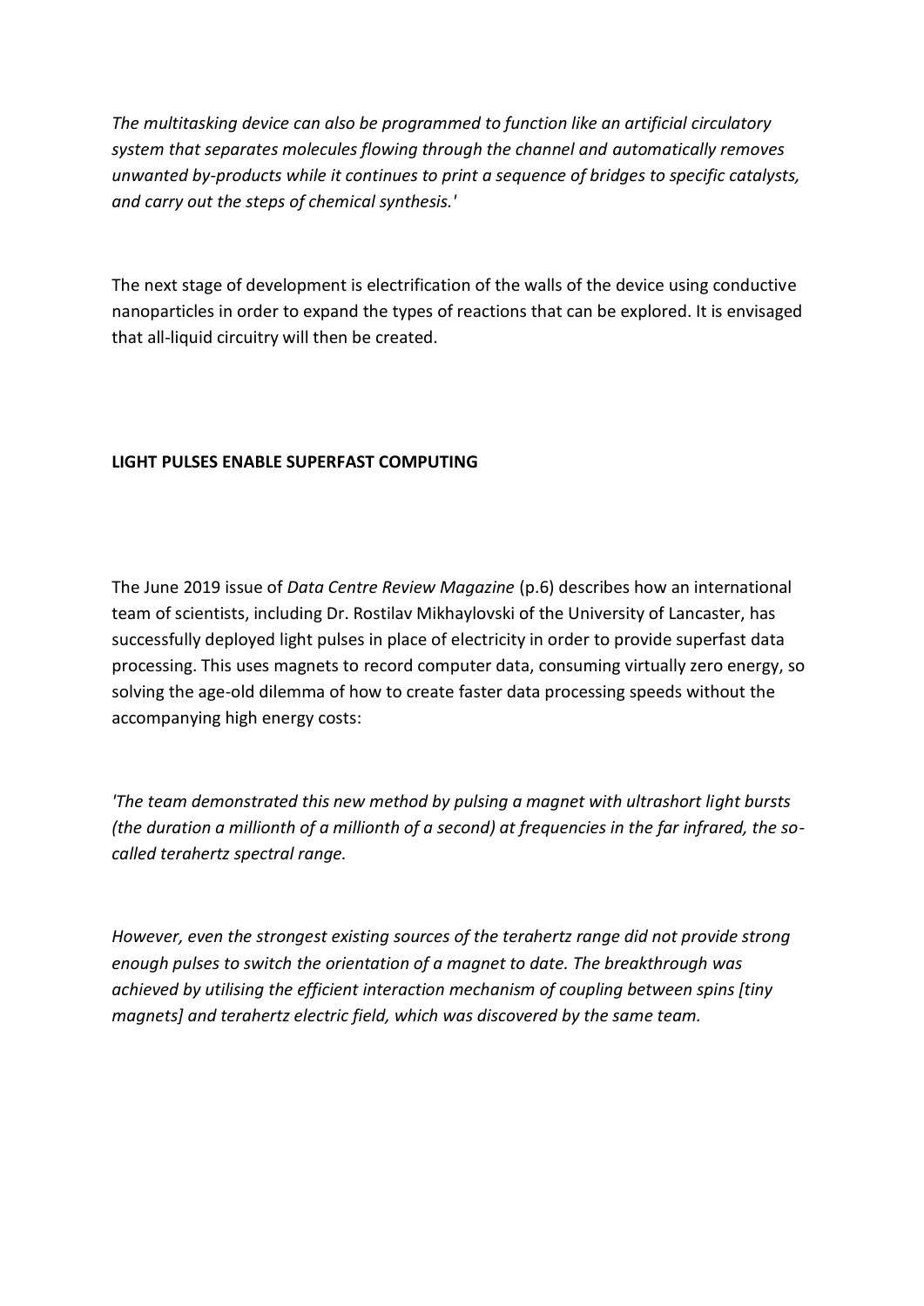*The multitasking device can also be programmed to function like an artificial circulatory system that separates molecules flowing through the channel and automatically removes unwanted by-products while it continues to print a sequence of bridges to specific catalysts, and carry out the steps of chemical synthesis.'*

The next stage of development is electrification of the walls of the device using conductive nanoparticles in order to expand the types of reactions that can be explored. It is envisaged that all-liquid circuitry will then be created.

**LIGHT PULSES ENABLE SUPERFAST COMPUTING**

The June 2019 issue of *Data Centre Review Magazine* (p.6) describes how an international team of scientists, including Dr. Rostilav Mikhaylovski of the University of Lancaster, has successfully deployed light pulses in place of electricity in order to provide superfast data processing. This uses magnets to record computer data, consuming virtually zero energy, so solving the age-old dilemma of how to create faster data processing speeds without the accompanying high energy costs:

*'The team demonstrated this new method by pulsing a magnet with ultrashort light bursts (the duration a millionth of a millionth of a second) at frequencies in the far infrared, the so-called terahertz spectral range.*

*However, even the strongest existing sources of the terahertz range did not provide strong enough pulses to switch the orientation of a magnet to date. The breakthrough was achieved by utilising the efficient interaction mechanism of coupling between spins [tiny magnets] and terahertz electric field, which was discovered by the same team.*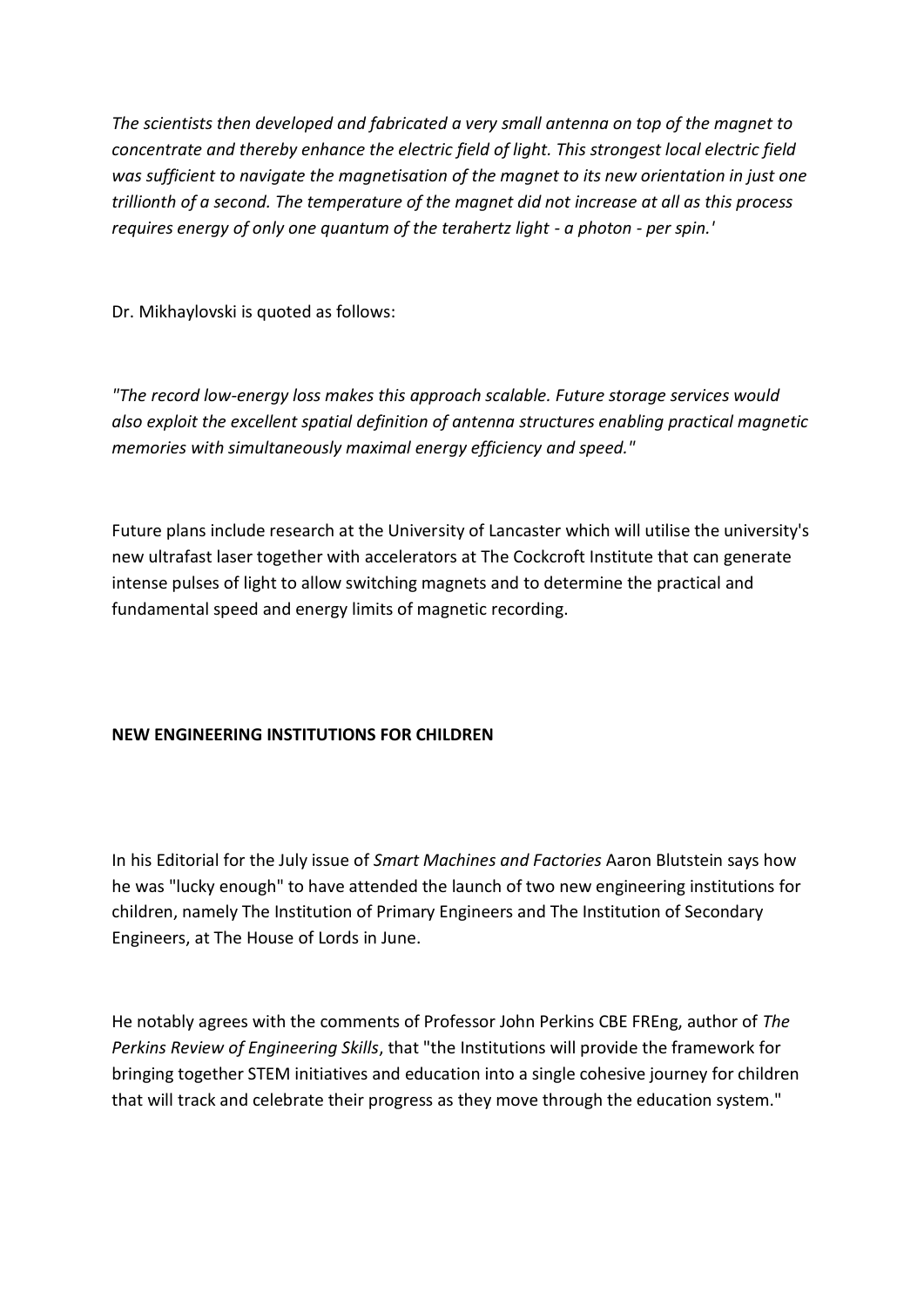*The scientists then developed and fabricated a very small antenna on top of the magnet to concentrate and thereby enhance the electric field of light. This strongest local electric field was sufficient to navigate the magnetisation of the magnet to its new orientation in just one trillionth of a second. The temperature of the magnet did not increase at all as this process requires energy of only one quantum of the terahertz light - a photon - per spin.'*

Dr. Mikhaylovski is quoted as follows:

*"The record low-energy loss makes this approach scalable. Future storage services would also exploit the excellent spatial definition of antenna structures enabling practical magnetic memories with simultaneously maximal energy efficiency and speed."*

Future plans include research at the University of Lancaster which will utilise the university's new ultrafast laser together with accelerators at The Cockcroft Institute that can generate intense pulses of light to allow switching magnets and to determine the practical and fundamental speed and energy limits of magnetic recording.

**NEW ENGINEERING INSTITUTIONS FOR CHILDREN**

In his Editorial for the July issue of *Smart Machines and Factories* Aaron Blutstein says how he was "lucky enough" to have attended the launch of two new engineering institutions for children, namely The Institution of Primary Engineers and The Institution of Secondary Engineers, at The House of Lords in June.

He notably agrees with the comments of Professor John Perkins CBE FREng, author of *The Perkins Review of Engineering Skills*, that "the Institutions will provide the framework for bringing together STEM initiatives and education into a single cohesive journey for children that will track and celebrate their progress as they move through the education system."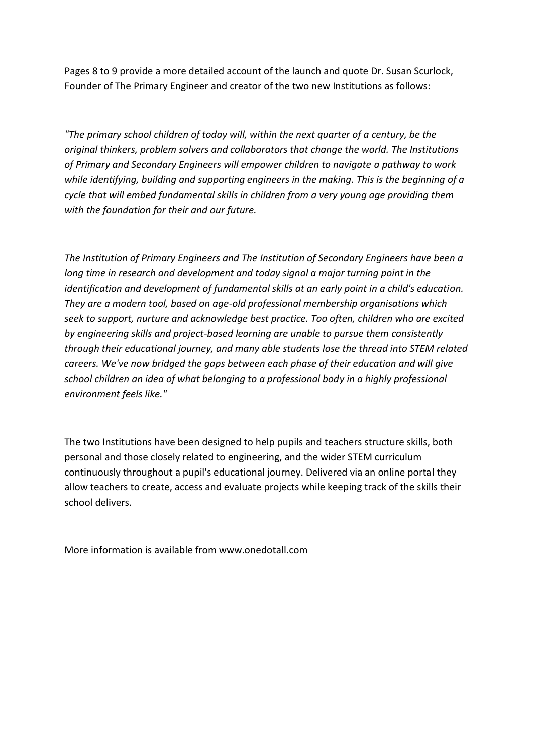Pages 8 to 9 provide a more detailed account of the launch and quote Dr. Susan Scurlock, Founder of The Primary Engineer and creator of the two new Institutions as follows:

*"The primary school children of today will, within the next quarter of a century, be the original thinkers, problem solvers and collaborators that change the world. The Institutions of Primary and Secondary Engineers will empower children to navigate a pathway to work while identifying, building and supporting engineers in the making. This is the beginning of a cycle that will embed fundamental skills in children from a very young age providing them with the foundation for their and our future.*

*The Institution of Primary Engineers and The Institution of Secondary Engineers have been a long time in research and development and today signal a major turning point in the identification and development of fundamental skills at an early point in a child's education. They are a modern tool, based on age-old professional membership organisations which seek to support, nurture and acknowledge best practice. Too often, children who are excited by engineering skills and project-based learning are unable to pursue them consistently through their educational journey, and many able students lose the thread into STEM related careers. We've now bridged the gaps between each phase of their education and will give school children an idea of what belonging to a professional body in a highly professional environment feels like."*

The two Institutions have been designed to help pupils and teachers structure skills, both personal and those closely related to engineering, and the wider STEM curriculum continuously throughout a pupil's educational journey. Delivered via an online portal they allow teachers to create, access and evaluate projects while keeping track of the skills their school delivers.

More information is available from www.onedotall.com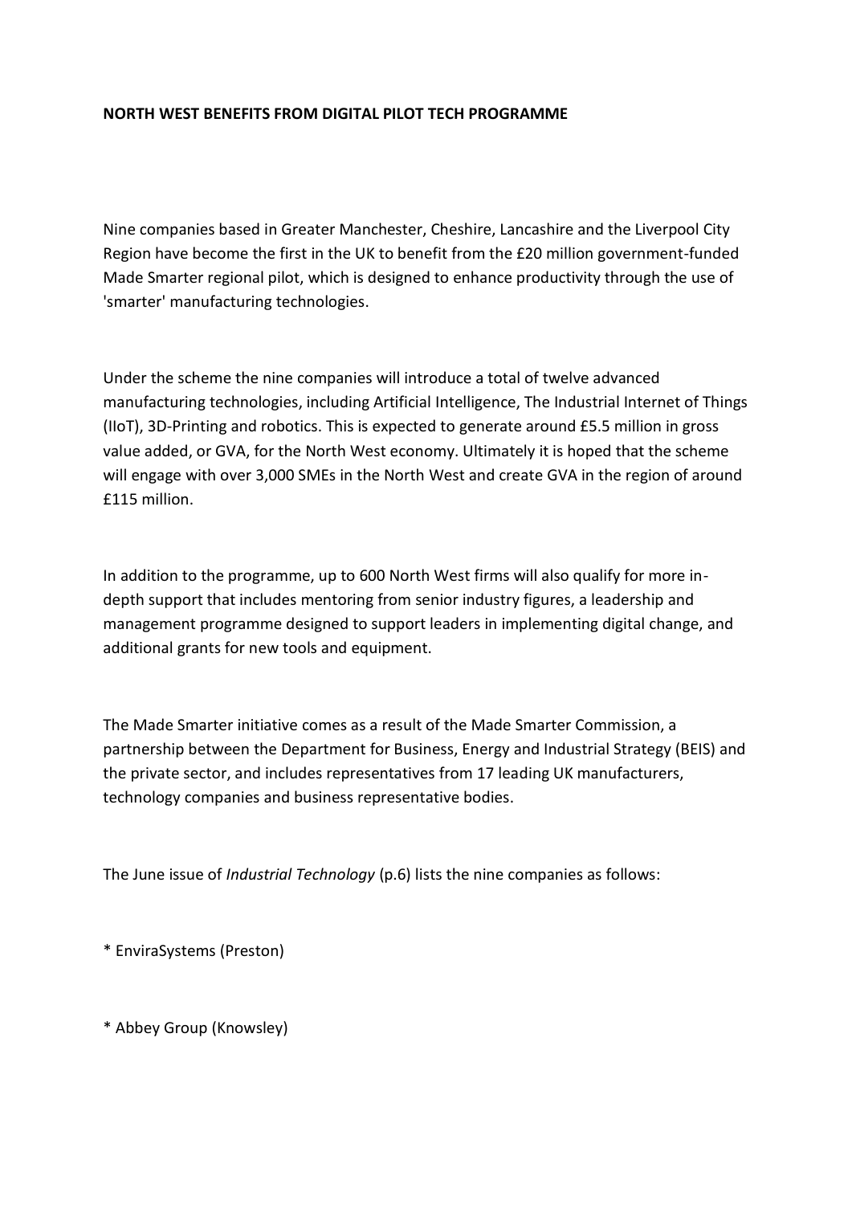**NORTH WEST BENEFITS FROM DIGITAL PILOT TECH PROGRAMME**

Nine companies based in Greater Manchester, Cheshire, Lancashire and the Liverpool City Region have become the first in the UK to benefit from the £20 million government-funded Made Smarter regional pilot, which is designed to enhance productivity through the use of 'smarter' manufacturing technologies.

Under the scheme the nine companies will introduce a total of twelve advanced manufacturing technologies, including Artificial Intelligence, The Industrial Internet of Things (IIoT), 3D-Printing and robotics. This is expected to generate around £5.5 million in gross value added, or GVA, for the North West economy. Ultimately it is hoped that the scheme will engage with over 3,000 SMEs in the North West and create GVA in the region of around £115 million.

In addition to the programme, up to 600 North West firms will also qualify for more in-depth support that includes mentoring from senior industry figures, a leadership and management programme designed to support leaders in implementing digital change, and additional grants for new tools and equipment.

The Made Smarter initiative comes as a result of the Made Smarter Commission, a partnership between the Department for Business, Energy and Industrial Strategy (BEIS) and the private sector, and includes representatives from 17 leading UK manufacturers, technology companies and business representative bodies.

The June issue of *Industrial Technology* (p.6) lists the nine companies as follows:

* EnviraSystems (Preston)

* Abbey Group (Knowsley)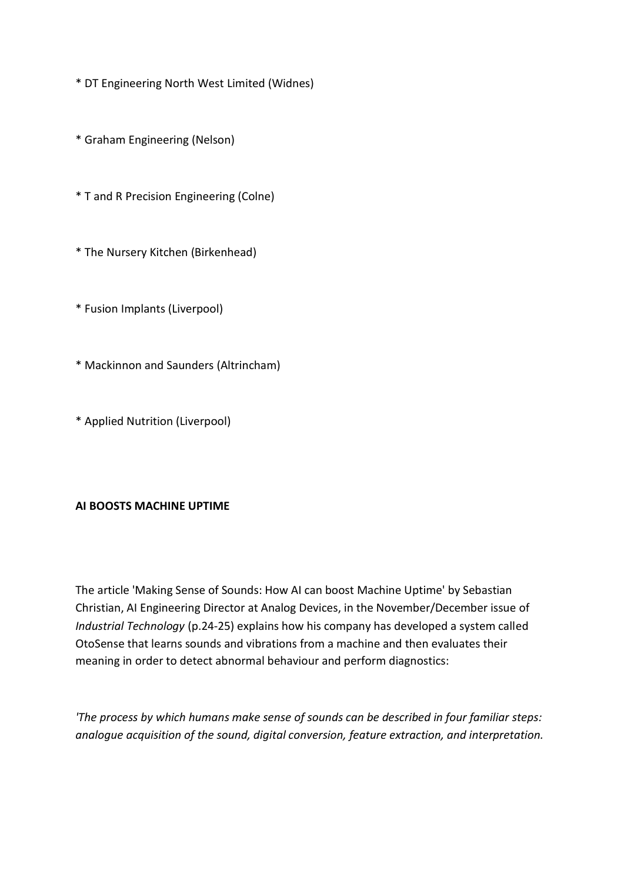* DT Engineering North West Limited (Widnes)

* Graham Engineering (Nelson)

* T and R Precision Engineering (Colne)

* The Nursery Kitchen (Birkenhead)

* Fusion Implants (Liverpool)

* Mackinnon and Saunders (Altrincham)

* Applied Nutrition (Liverpool)

**AI BOOSTS MACHINE UPTIME**

The article 'Making Sense of Sounds: How AI can boost Machine Uptime' by Sebastian Christian, AI Engineering Director at Analog Devices, in the November/December issue of *Industrial Technology* (p.24-25) explains how his company has developed a system called OtoSense that learns sounds and vibrations from a machine and then evaluates their meaning in order to detect abnormal behaviour and perform diagnostics:

*'The process by which humans make sense of sounds can be described in four familiar steps: analogue acquisition of the sound, digital conversion, feature extraction, and interpretation.*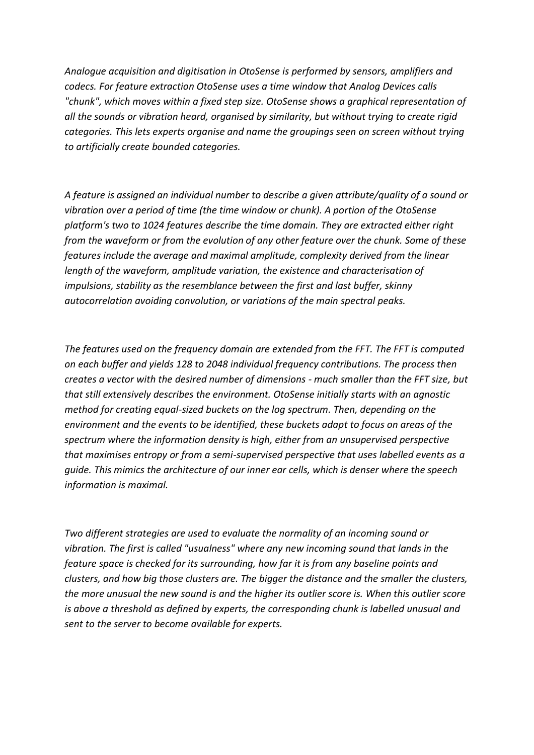*Analogue acquisition and digitisation in OtoSense is performed by sensors, amplifiers and codecs. For feature extraction OtoSense uses a time window that Analog Devices calls "chunk", which moves within a fixed step size. OtoSense shows a graphical representation of all the sounds or vibration heard, organised by similarity, but without trying to create rigid categories. This lets experts organise and name the groupings seen on screen without trying to artificially create bounded categories.*

*A feature is assigned an individual number to describe a given attribute/quality of a sound or vibration over a period of time (the time window or chunk). A portion of the OtoSense platform's two to 1024 features describe the time domain. They are extracted either right from the waveform or from the evolution of any other feature over the chunk. Some of these features include the average and maximal amplitude, complexity derived from the linear length of the waveform, amplitude variation, the existence and characterisation of impulsions, stability as the resemblance between the first and last buffer, skinny autocorrelation avoiding convolution, or variations of the main spectral peaks.*

*The features used on the frequency domain are extended from the FFT. The FFT is computed on each buffer and yields 128 to 2048 individual frequency contributions. The process then creates a vector with the desired number of dimensions - much smaller than the FFT size, but that still extensively describes the environment. OtoSense initially starts with an agnostic method for creating equal-sized buckets on the log spectrum. Then, depending on the environment and the events to be identified, these buckets adapt to focus on areas of the spectrum where the information density is high, either from an unsupervised perspective that maximises entropy or from a semi-supervised perspective that uses labelled events as a guide. This mimics the architecture of our inner ear cells, which is denser where the speech information is maximal.*

*Two different strategies are used to evaluate the normality of an incoming sound or vibration. The first is called "usualness" where any new incoming sound that lands in the feature space is checked for its surrounding, how far it is from any baseline points and clusters, and how big those clusters are. The bigger the distance and the smaller the clusters, the more unusual the new sound is and the higher its outlier score is. When this outlier score is above a threshold as defined by experts, the corresponding chunk is labelled unusual and sent to the server to become available for experts.*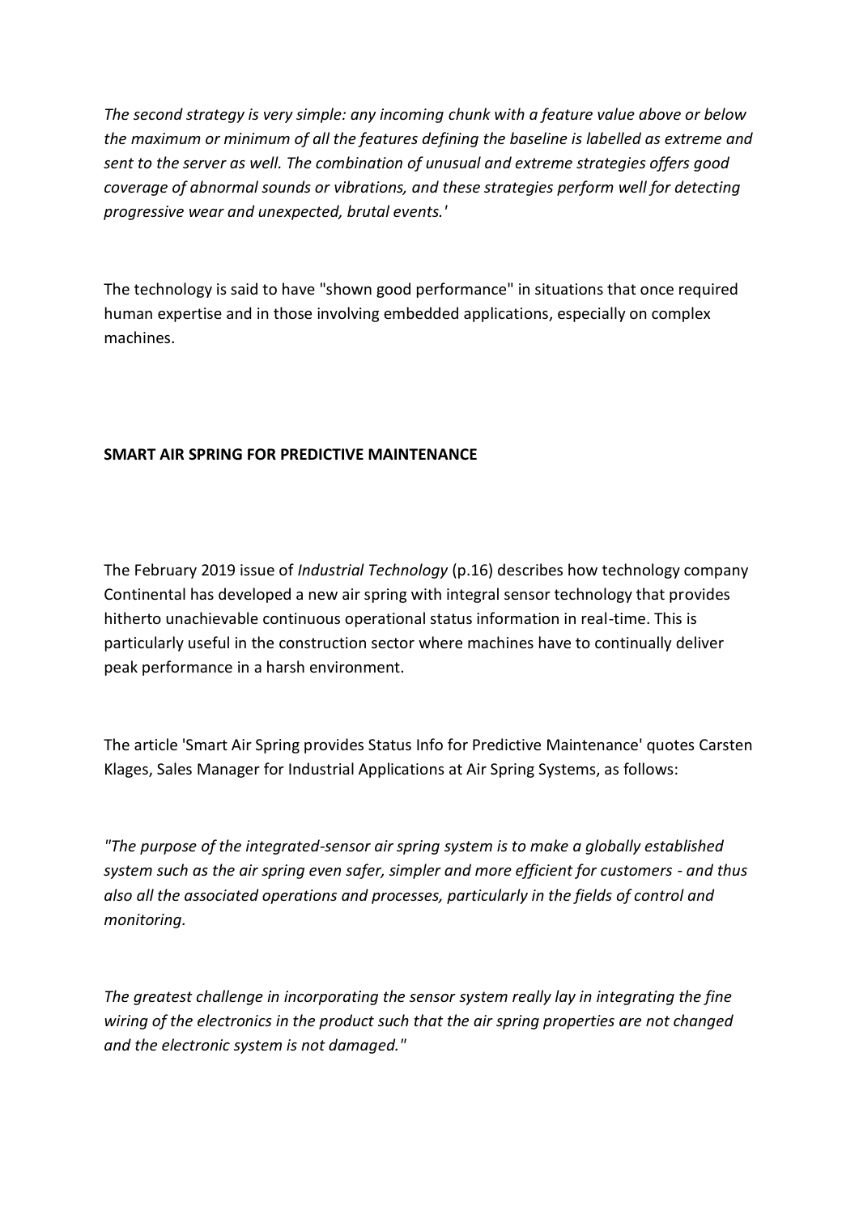*The second strategy is very simple: any incoming chunk with a feature value above or below the maximum or minimum of all the features defining the baseline is labelled as extreme and sent to the server as well. The combination of unusual and extreme strategies offers good coverage of abnormal sounds or vibrations, and these strategies perform well for detecting progressive wear and unexpected, brutal events.'*

The technology is said to have "shown good performance" in situations that once required human expertise and in those involving embedded applications, especially on complex machines.

**SMART AIR SPRING FOR PREDICTIVE MAINTENANCE**

The February 2019 issue of *Industrial Technology* (p.16) describes how technology company Continental has developed a new air spring with integral sensor technology that provides hitherto unachievable continuous operational status information in real-time. This is particularly useful in the construction sector where machines have to continually deliver peak performance in a harsh environment.

The article 'Smart Air Spring provides Status Info for Predictive Maintenance' quotes Carsten Klages, Sales Manager for Industrial Applications at Air Spring Systems, as follows:

*"The purpose of the integrated-sensor air spring system is to make a globally established system such as the air spring even safer, simpler and more efficient for customers - and thus also all the associated operations and processes, particularly in the fields of control and monitoring.*

*The greatest challenge in incorporating the sensor system really lay in integrating the fine wiring of the electronics in the product such that the air spring properties are not changed and the electronic system is not damaged."*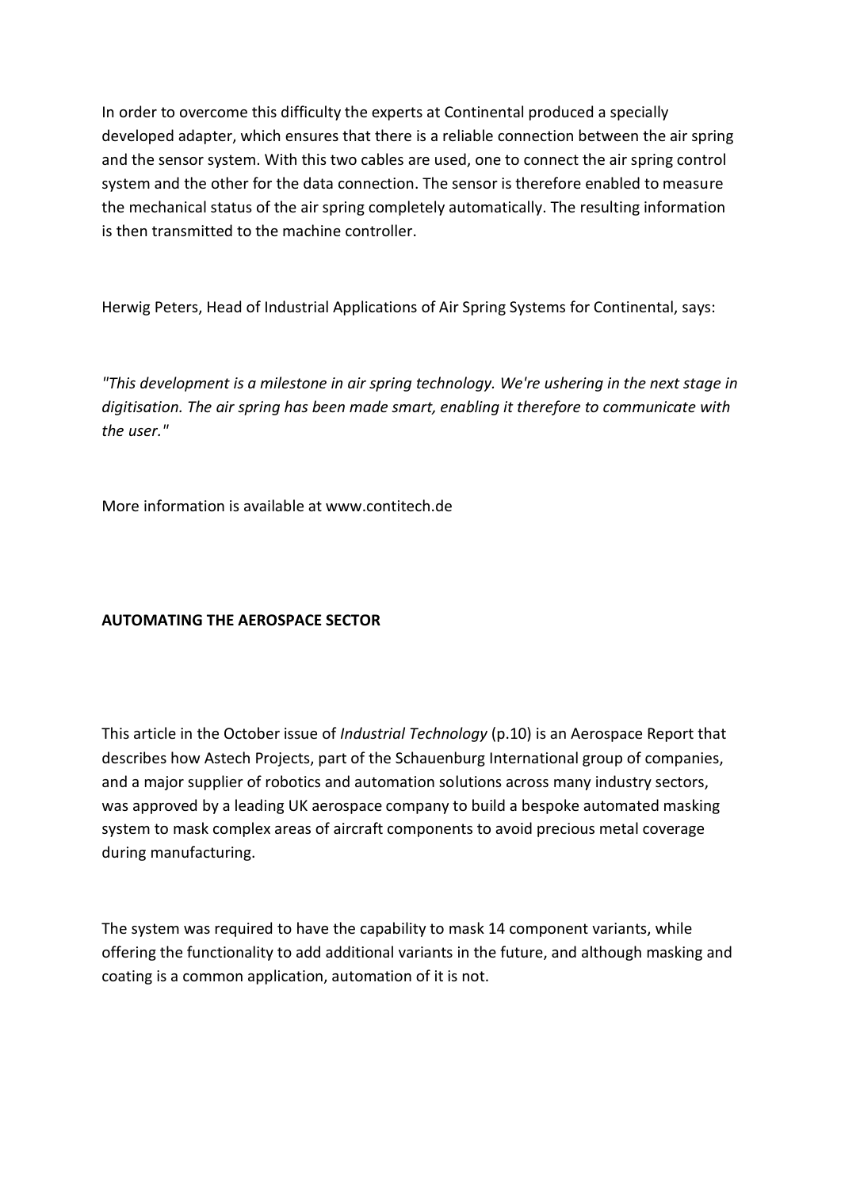In order to overcome this difficulty the experts at Continental produced a specially developed adapter, which ensures that there is a reliable connection between the air spring and the sensor system. With this two cables are used, one to connect the air spring control system and the other for the data connection. The sensor is therefore enabled to measure the mechanical status of the air spring completely automatically. The resulting information is then transmitted to the machine controller.

Herwig Peters, Head of Industrial Applications of Air Spring Systems for Continental, says:

*"This development is a milestone in air spring technology. We're ushering in the next stage in digitisation. The air spring has been made smart, enabling it therefore to communicate with the user."*

More information is available at www.contitech.de

**AUTOMATING THE AEROSPACE SECTOR**

This article in the October issue of *Industrial Technology* (p.10) is an Aerospace Report that describes how Astech Projects, part of the Schauenburg International group of companies, and a major supplier of robotics and automation solutions across many industry sectors, was approved by a leading UK aerospace company to build a bespoke automated masking system to mask complex areas of aircraft components to avoid precious metal coverage during manufacturing.

The system was required to have the capability to mask 14 component variants, while offering the functionality to add additional variants in the future, and although masking and coating is a common application, automation of it is not.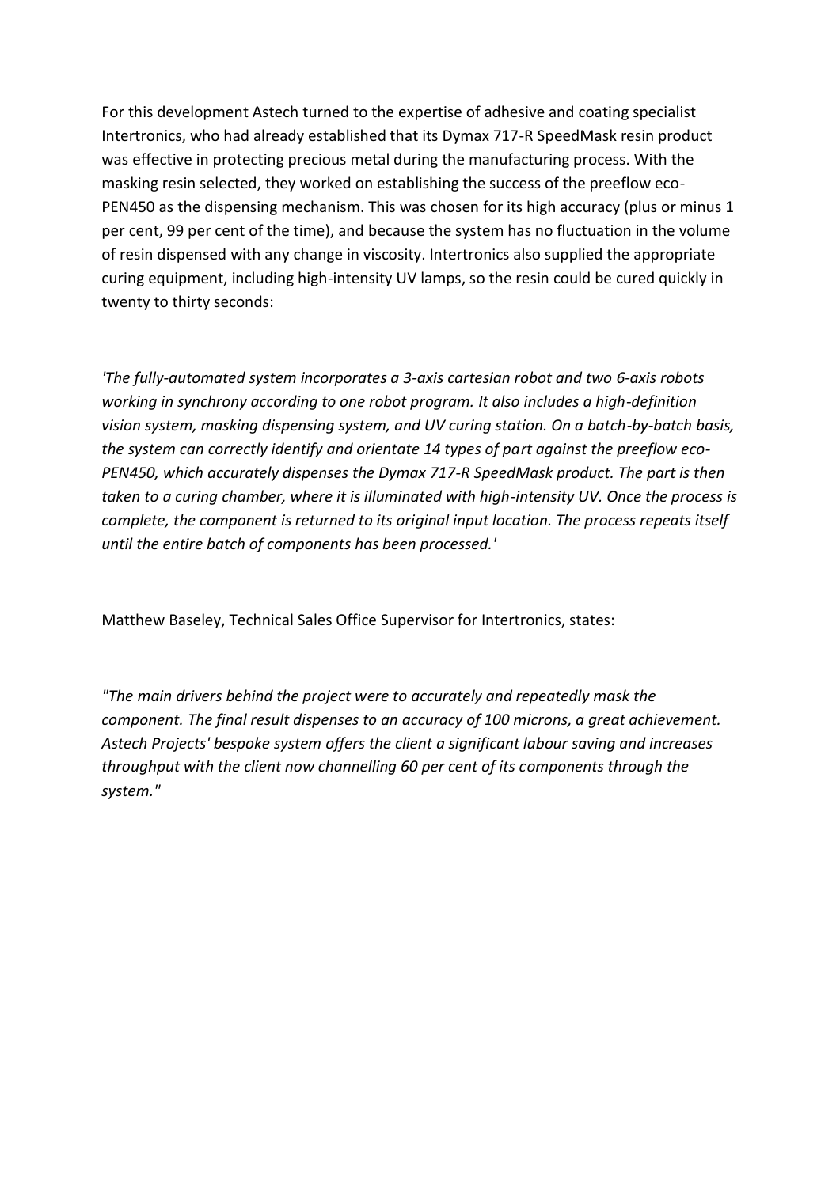For this development Astech turned to the expertise of adhesive and coating specialist Intertronics, who had already established that its Dymax 717-R SpeedMask resin product was effective in protecting precious metal during the manufacturing process. With the masking resin selected, they worked on establishing the success of the preeflow eco-PEN450 as the dispensing mechanism. This was chosen for its high accuracy (plus or minus 1 per cent, 99 per cent of the time), and because the system has no fluctuation in the volume of resin dispensed with any change in viscosity. Intertronics also supplied the appropriate curing equipment, including high-intensity UV lamps, so the resin could be cured quickly in twenty to thirty seconds:

*'The fully-automated system incorporates a 3-axis cartesian robot and two 6-axis robots working in synchrony according to one robot program. It also includes a high-definition vision system, masking dispensing system, and UV curing station. On a batch-by-batch basis, the system can correctly identify and orientate 14 types of part against the preeflow eco-PEN450, which accurately dispenses the Dymax 717-R SpeedMask product. The part is then taken to a curing chamber, where it is illuminated with high-intensity UV. Once the process is complete, the component is returned to its original input location. The process repeats itself until the entire batch of components has been processed.'*

Matthew Baseley, Technical Sales Office Supervisor for Intertronics, states:

*"The main drivers behind the project were to accurately and repeatedly mask the component. The final result dispenses to an accuracy of 100 microns, a great achievement. Astech Projects' bespoke system offers the client a significant labour saving and increases throughput with the client now channelling 60 per cent of its components through the system."*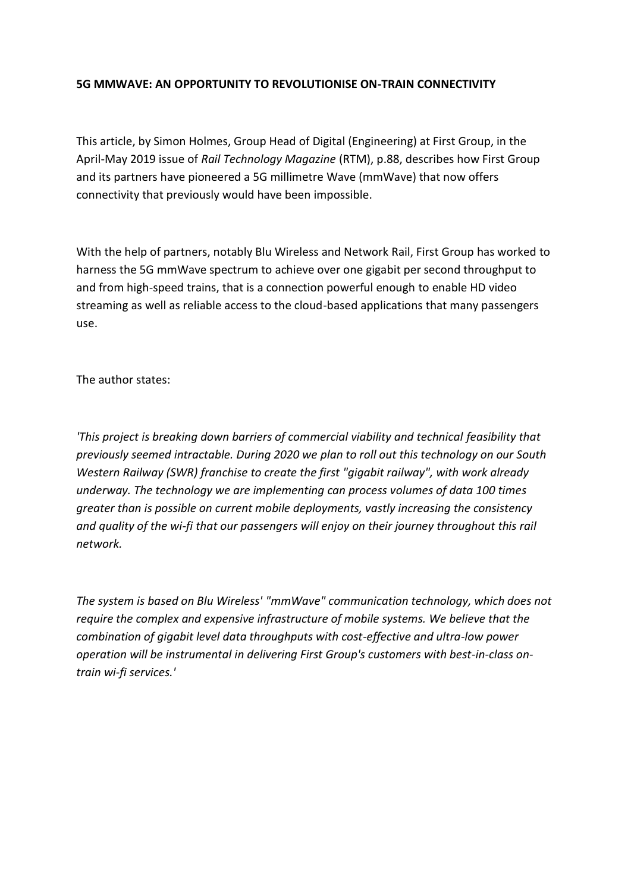**5G MMWAVE: AN OPPORTUNITY TO REVOLUTIONISE ON-TRAIN CONNECTIVITY**

This article, by Simon Holmes, Group Head of Digital (Engineering) at First Group, in the April-May 2019 issue of *Rail Technology Magazine* (RTM), p.88, describes how First Group and its partners have pioneered a 5G millimetre Wave (mmWave) that now offers connectivity that previously would have been impossible.

With the help of partners, notably Blu Wireless and Network Rail, First Group has worked to harness the 5G mmWave spectrum to achieve over one gigabit per second throughput to and from high-speed trains, that is a connection powerful enough to enable HD video streaming as well as reliable access to the cloud-based applications that many passengers use.

The author states:

*'This project is breaking down barriers of commercial viability and technical feasibility that previously seemed intractable. During 2020 we plan to roll out this technology on our South Western Railway (SWR) franchise to create the first "gigabit railway", with work already underway. The technology we are implementing can process volumes of data 100 times greater than is possible on current mobile deployments, vastly increasing the consistency and quality of the wi-fi that our passengers will enjoy on their journey throughout this rail network.*

*The system is based on Blu Wireless' "mmWave" communication technology, which does not require the complex and expensive infrastructure of mobile systems. We believe that the combination of gigabit level data throughputs with cost-effective and ultra-low power operation will be instrumental in delivering First Group's customers with best-in-class on-train wi-fi services.'*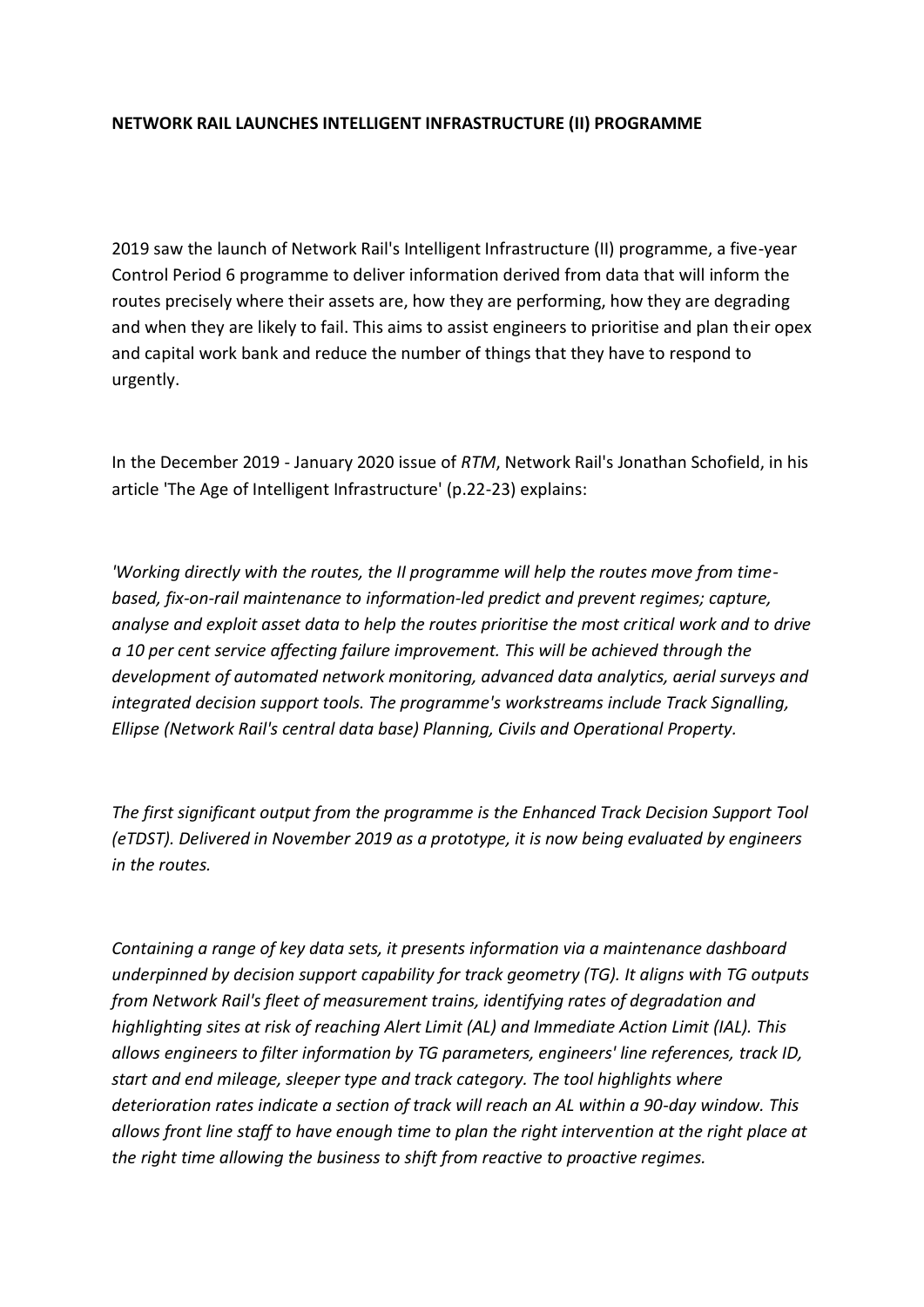**NETWORK RAIL LAUNCHES INTELLIGENT INFRASTRUCTURE (II) PROGRAMME**

2019 saw the launch of Network Rail's Intelligent Infrastructure (II) programme, a five-year Control Period 6 programme to deliver information derived from data that will inform the routes precisely where their assets are, how they are performing, how they are degrading and when they are likely to fail. This aims to assist engineers to prioritise and plan their opex and capital work bank and reduce the number of things that they have to respond to urgently.

In the December 2019 - January 2020 issue of *RTM*, Network Rail's Jonathan Schofield, in his article 'The Age of Intelligent Infrastructure' (p.22-23) explains:

*'Working directly with the routes, the II programme will help the routes move from time-based, fix-on-rail maintenance to information-led predict and prevent regimes; capture, analyse and exploit asset data to help the routes prioritise the most critical work and to drive a 10 per cent service affecting failure improvement. This will be achieved through the development of automated network monitoring, advanced data analytics, aerial surveys and integrated decision support tools. The programme's workstreams include Track Signalling, Ellipse (Network Rail's central data base) Planning, Civils and Operational Property.*

*The first significant output from the programme is the Enhanced Track Decision Support Tool (eTDST). Delivered in November 2019 as a prototype, it is now being evaluated by engineers in the routes.*

*Containing a range of key data sets, it presents information via a maintenance dashboard underpinned by decision support capability for track geometry (TG). It aligns with TG outputs from Network Rail's fleet of measurement trains, identifying rates of degradation and highlighting sites at risk of reaching Alert Limit (AL) and Immediate Action Limit (IAL). This allows engineers to filter information by TG parameters, engineers' line references, track ID, start and end mileage, sleeper type and track category. The tool highlights where deterioration rates indicate a section of track will reach an AL within a 90-day window. This allows front line staff to have enough time to plan the right intervention at the right place at the right time allowing the business to shift from reactive to proactive regimes.*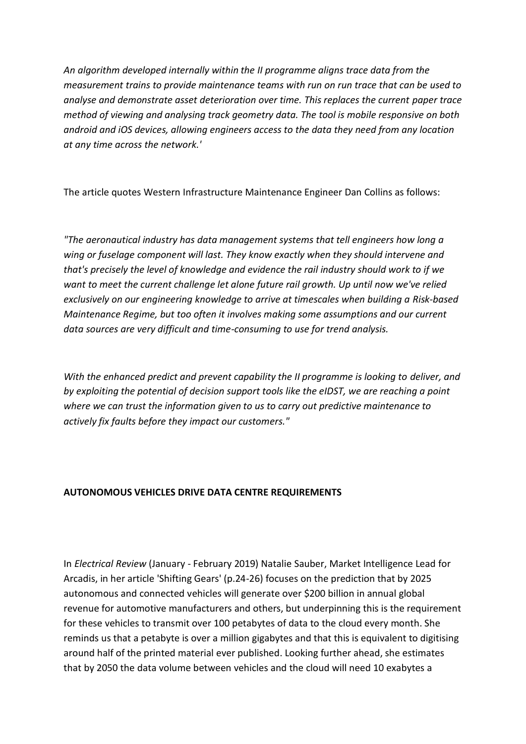*An algorithm developed internally within the II programme aligns trace data from the measurement trains to provide maintenance teams with run on run trace that can be used to analyse and demonstrate asset deterioration over time. This replaces the current paper trace method of viewing and analysing track geometry data. The tool is mobile responsive on both android and iOS devices, allowing engineers access to the data they need from any location at any time across the network.'*

The article quotes Western Infrastructure Maintenance Engineer Dan Collins as follows:

*"The aeronautical industry has data management systems that tell engineers how long a wing or fuselage component will last. They know exactly when they should intervene and that's precisely the level of knowledge and evidence the rail industry should work to if we want to meet the current challenge let alone future rail growth. Up until now we've relied exclusively on our engineering knowledge to arrive at timescales when building a Risk-based Maintenance Regime, but too often it involves making some assumptions and our current data sources are very difficult and time-consuming to use for trend analysis.*

*With the enhanced predict and prevent capability the II programme is looking to deliver, and by exploiting the potential of decision support tools like the eIDST, we are reaching a point where we can trust the information given to us to carry out predictive maintenance to actively fix faults before they impact our customers."*

**AUTONOMOUS VEHICLES DRIVE DATA CENTRE REQUIREMENTS**

In *Electrical Review* (January - February 2019) Natalie Sauber, Market Intelligence Lead for Arcadis, in her article 'Shifting Gears' (p.24-26) focuses on the prediction that by 2025 autonomous and connected vehicles will generate over $200 billion in annual global revenue for automotive manufacturers and others, but underpinning this is the requirement for these vehicles to transmit over 100 petabytes of data to the cloud every month. She reminds us that a petabyte is over a million gigabytes and that this is equivalent to digitising around half of the printed material ever published. Looking further ahead, she estimates that by 2050 the data volume between vehicles and the cloud will need 10 exabytes a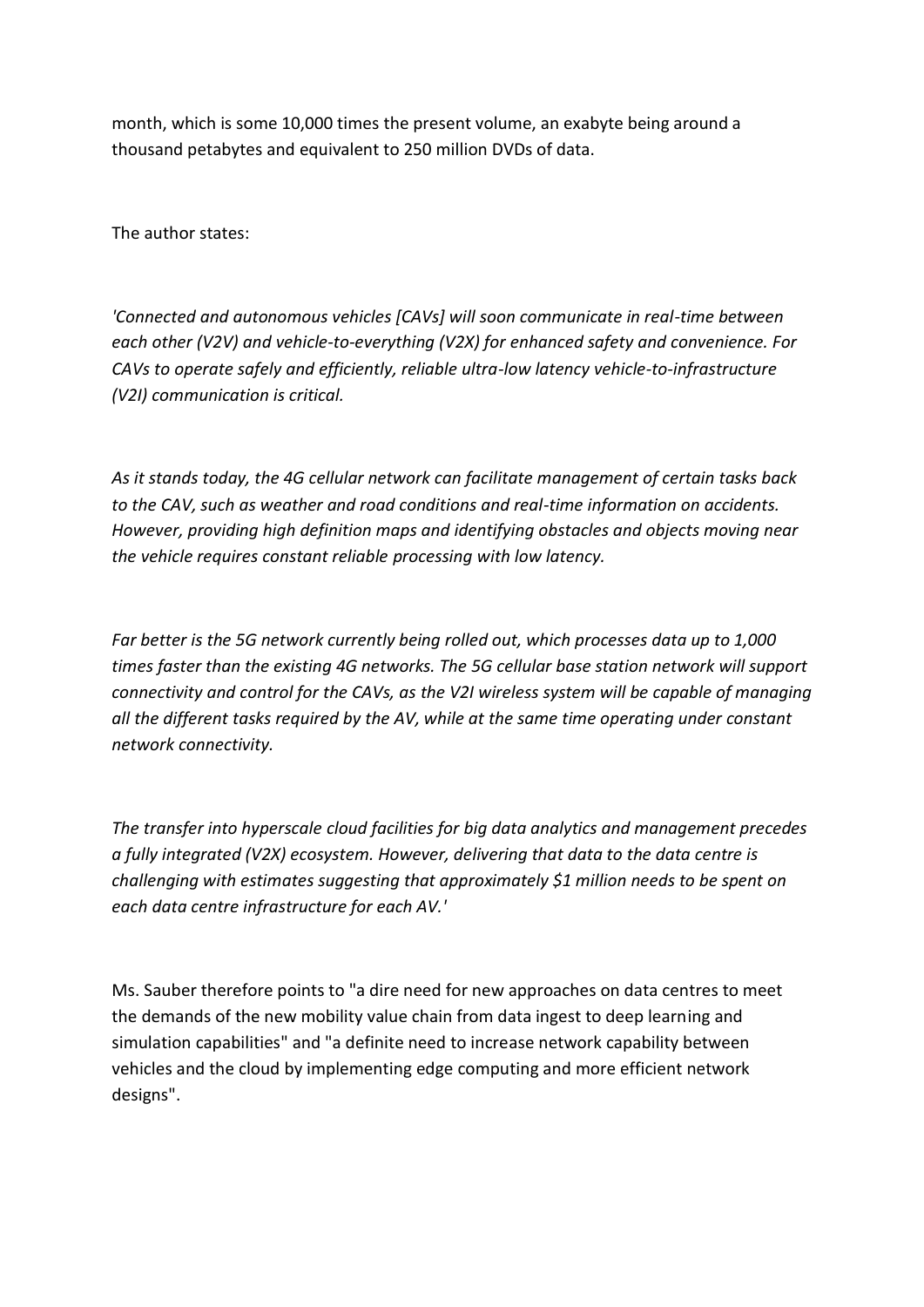month, which is some 10,000 times the present volume, an exabyte being around a thousand petabytes and equivalent to 250 million DVDs of data.

The author states:

*'Connected and autonomous vehicles [CAVs] will soon communicate in real-time between each other (V2V) and vehicle-to-everything (V2X) for enhanced safety and convenience. For CAVs to operate safely and efficiently, reliable ultra-low latency vehicle-to-infrastructure (V2I) communication is critical.*

*As it stands today, the 4G cellular network can facilitate management of certain tasks back to the CAV, such as weather and road conditions and real-time information on accidents. However, providing high definition maps and identifying obstacles and objects moving near the vehicle requires constant reliable processing with low latency.*

*Far better is the 5G network currently being rolled out, which processes data up to 1,000 times faster than the existing 4G networks. The 5G cellular base station network will support connectivity and control for the CAVs, as the V2I wireless system will be capable of managing all the different tasks required by the AV, while at the same time operating under constant network connectivity.*

*The transfer into hyperscale cloud facilities for big data analytics and management precedes a fully integrated (V2X) ecosystem. However, delivering that data to the data centre is challenging with estimates suggesting that approximately $1 million needs to be spent on each data centre infrastructure for each AV.'*

Ms. Sauber therefore points to "a dire need for new approaches on data centres to meet the demands of the new mobility value chain from data ingest to deep learning and simulation capabilities" and "a definite need to increase network capability between vehicles and the cloud by implementing edge computing and more efficient network designs".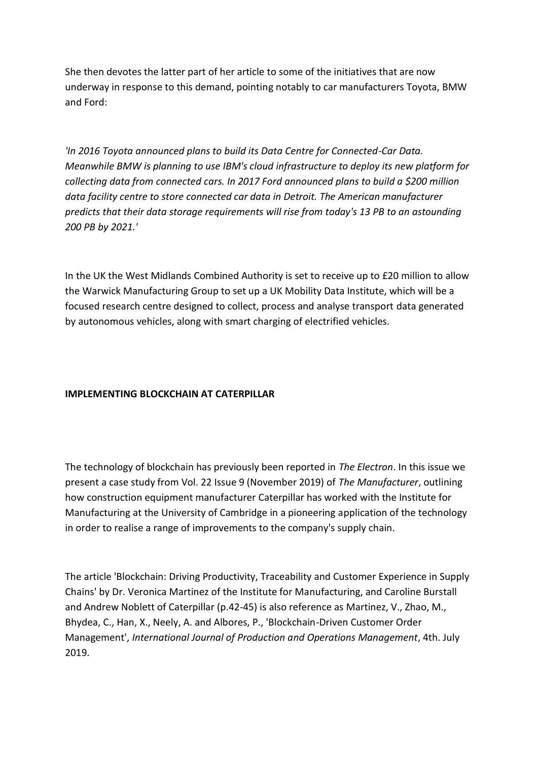She then devotes the latter part of her article to some of the initiatives that are now underway in response to this demand, pointing notably to car manufacturers Toyota, BMW and Ford:

*'In 2016 Toyota announced plans to build its Data Centre for Connected-Car Data. Meanwhile BMW is planning to use IBM's cloud infrastructure to deploy its new platform for collecting data from connected cars. In 2017 Ford announced plans to build a $200 million data facility centre to store connected car data in Detroit. The American manufacturer predicts that their data storage requirements will rise from today's 13 PB to an astounding 200 PB by 2021.'*

In the UK the West Midlands Combined Authority is set to receive up to £20 million to allow the Warwick Manufacturing Group to set up a UK Mobility Data Institute, which will be a focused research centre designed to collect, process and analyse transport data generated by autonomous vehicles, along with smart charging of electrified vehicles.

**IMPLEMENTING BLOCKCHAIN AT CATERPILLAR**

The technology of blockchain has previously been reported in *The Electron*. In this issue we present a case study from Vol. 22 Issue 9 (November 2019) of *The Manufacturer*, outlining how construction equipment manufacturer Caterpillar has worked with the Institute for Manufacturing at the University of Cambridge in a pioneering application of the technology in order to realise a range of improvements to the company's supply chain.

The article 'Blockchain: Driving Productivity, Traceability and Customer Experience in Supply Chains' by Dr. Veronica Martinez of the Institute for Manufacturing, and Caroline Burstall and Andrew Noblett of Caterpillar (p.42-45) is also reference as Martinez, V., Zhao, M., Bhydea, C., Han, X., Neely, A. and Albores, P., 'Blockchain-Driven Customer Order Management', *International Journal of Production and Operations Management*, 4th. July 2019.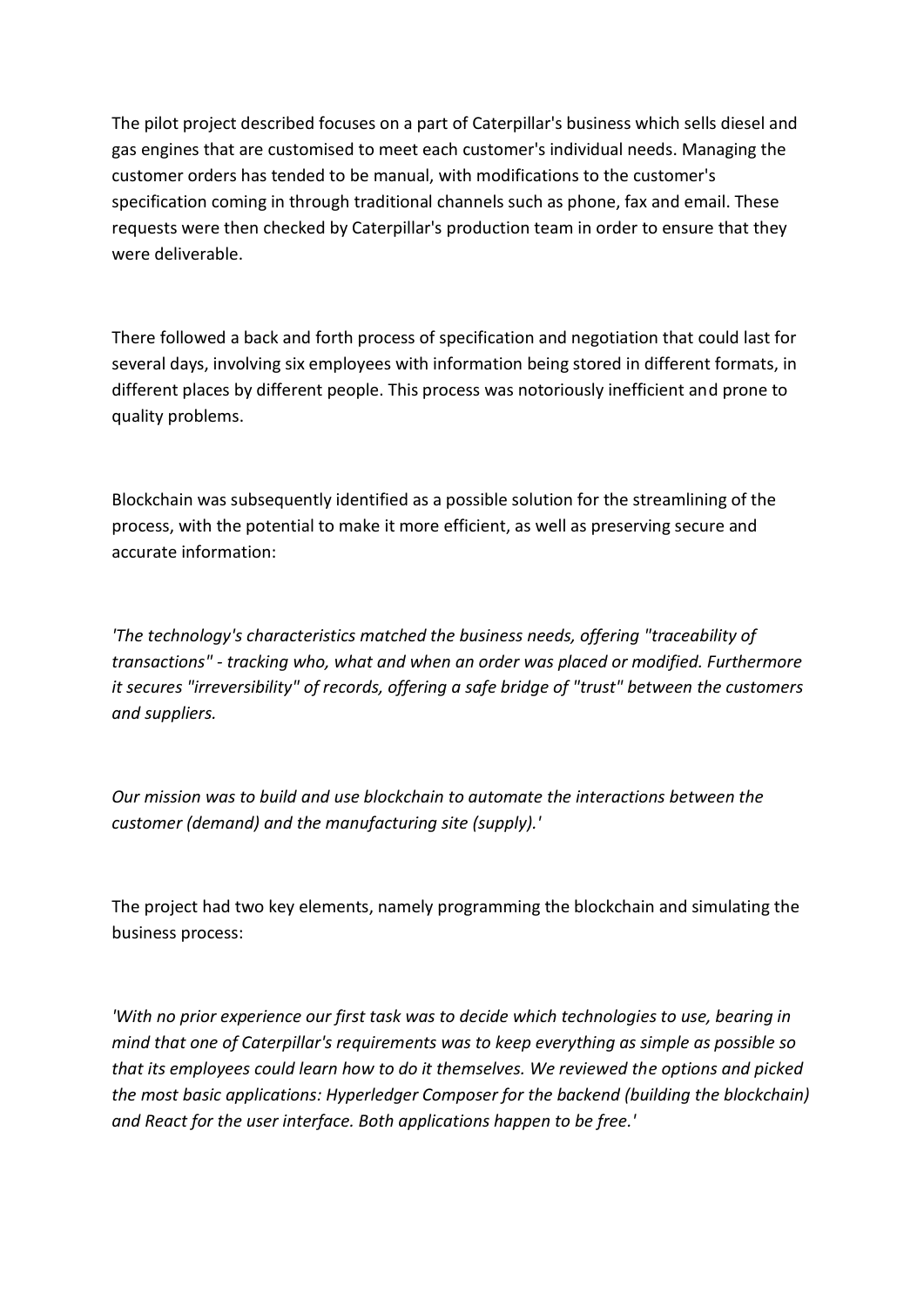The pilot project described focuses on a part of Caterpillar's business which sells diesel and gas engines that are customised to meet each customer's individual needs. Managing the customer orders has tended to be manual, with modifications to the customer's specification coming in through traditional channels such as phone, fax and email. These requests were then checked by Caterpillar's production team in order to ensure that they were deliverable.

There followed a back and forth process of specification and negotiation that could last for several days, involving six employees with information being stored in different formats, in different places by different people. This process was notoriously inefficient and prone to quality problems.

Blockchain was subsequently identified as a possible solution for the streamlining of the process, with the potential to make it more efficient, as well as preserving secure and accurate information:

*'The technology's characteristics matched the business needs, offering "traceability of transactions" - tracking who, what and when an order was placed or modified. Furthermore it secures "irreversibility" of records, offering a safe bridge of "trust" between the customers and suppliers.*

*Our mission was to build and use blockchain to automate the interactions between the customer (demand) and the manufacturing site (supply).'*

The project had two key elements, namely programming the blockchain and simulating the business process:

*'With no prior experience our first task was to decide which technologies to use, bearing in mind that one of Caterpillar's requirements was to keep everything as simple as possible so that its employees could learn how to do it themselves. We reviewed the options and picked the most basic applications: Hyperledger Composer for the backend (building the blockchain) and React for the user interface. Both applications happen to be free.'*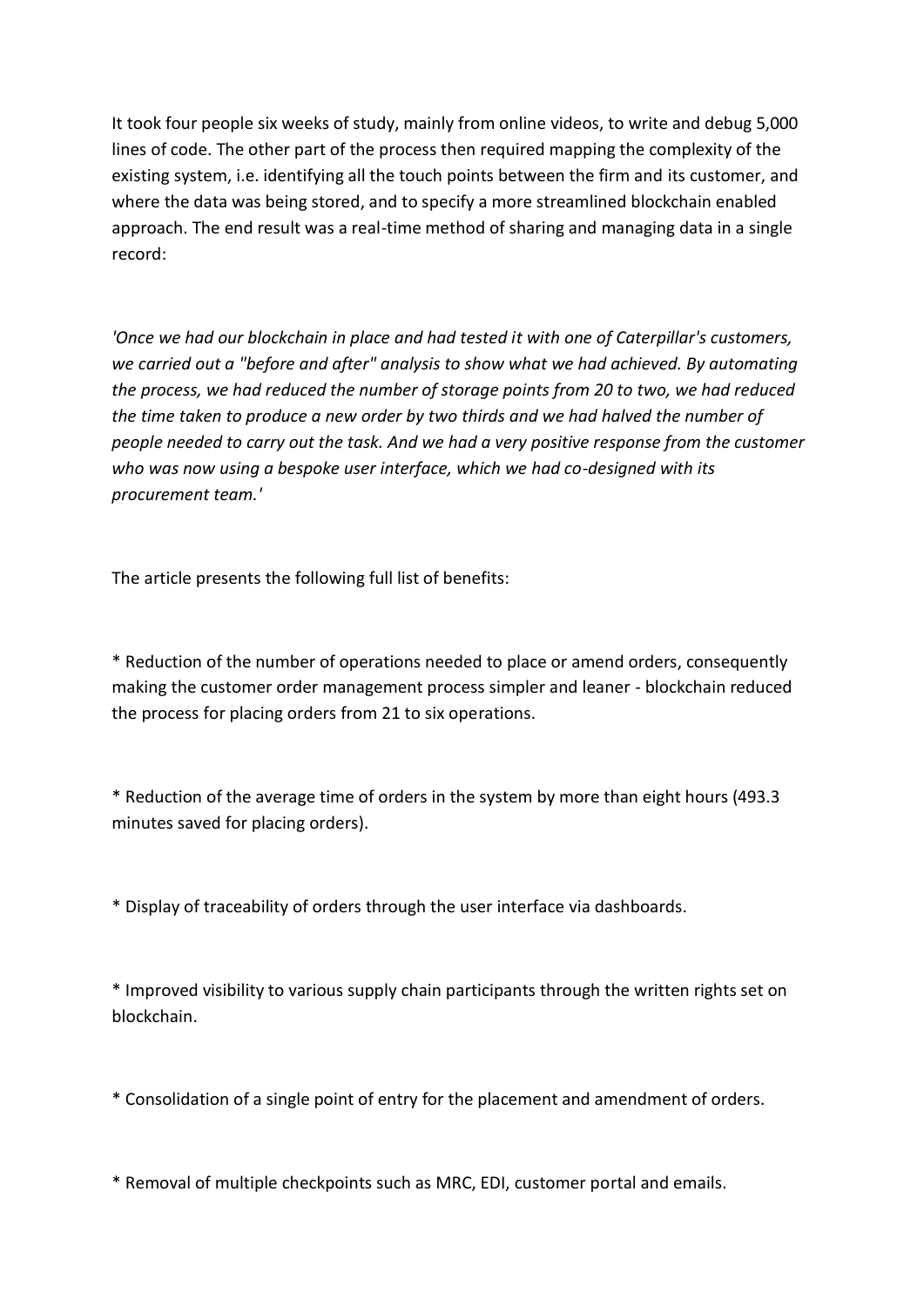It took four people six weeks of study, mainly from online videos, to write and debug 5,000 lines of code. The other part of the process then required mapping the complexity of the existing system, i.e. identifying all the touch points between the firm and its customer, and where the data was being stored, and to specify a more streamlined blockchain enabled approach. The end result was a real-time method of sharing and managing data in a single record:

*'Once we had our blockchain in place and had tested it with one of Caterpillar's customers, we carried out a "before and after" analysis to show what we had achieved. By automating the process, we had reduced the number of storage points from 20 to two, we had reduced the time taken to produce a new order by two thirds and we had halved the number of people needed to carry out the task. And we had a very positive response from the customer who was now using a bespoke user interface, which we had co-designed with its procurement team.'*

The article presents the following full list of benefits:

* Reduction of the number of operations needed to place or amend orders, consequently making the customer order management process simpler and leaner - blockchain reduced the process for placing orders from 21 to six operations.

* Reduction of the average time of orders in the system by more than eight hours (493.3 minutes saved for placing orders).

* Display of traceability of orders through the user interface via dashboards.

* Improved visibility to various supply chain participants through the written rights set on blockchain.

* Consolidation of a single point of entry for the placement and amendment of orders.

* Removal of multiple checkpoints such as MRC, EDI, customer portal and emails.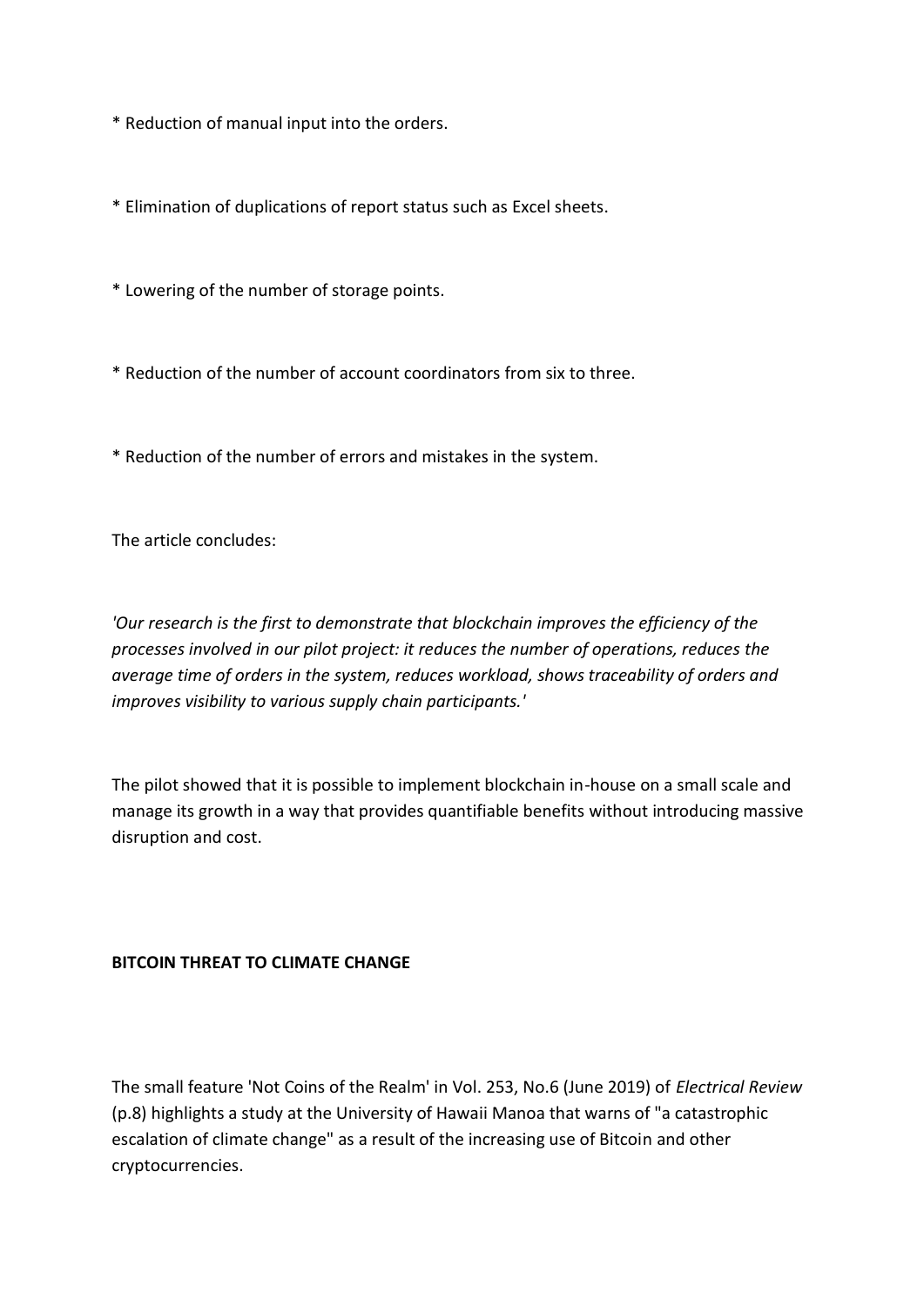* Reduction of manual input into the orders.

* Elimination of duplications of report status such as Excel sheets.

* Lowering of the number of storage points.

* Reduction of the number of account coordinators from six to three.

* Reduction of the number of errors and mistakes in the system.

The article concludes:

*'Our research is the first to demonstrate that blockchain improves the efficiency of the processes involved in our pilot project: it reduces the number of operations, reduces the average time of orders in the system, reduces workload, shows traceability of orders and improves visibility to various supply chain participants.'*

The pilot showed that it is possible to implement blockchain in-house on a small scale and manage its growth in a way that provides quantifiable benefits without introducing massive disruption and cost.

**BITCOIN THREAT TO CLIMATE CHANGE**

The small feature 'Not Coins of the Realm' in Vol. 253, No.6 (June 2019) of *Electrical Review* (p.8) highlights a study at the University of Hawaii Manoa that warns of "a catastrophic escalation of climate change" as a result of the increasing use of Bitcoin and other cryptocurrencies.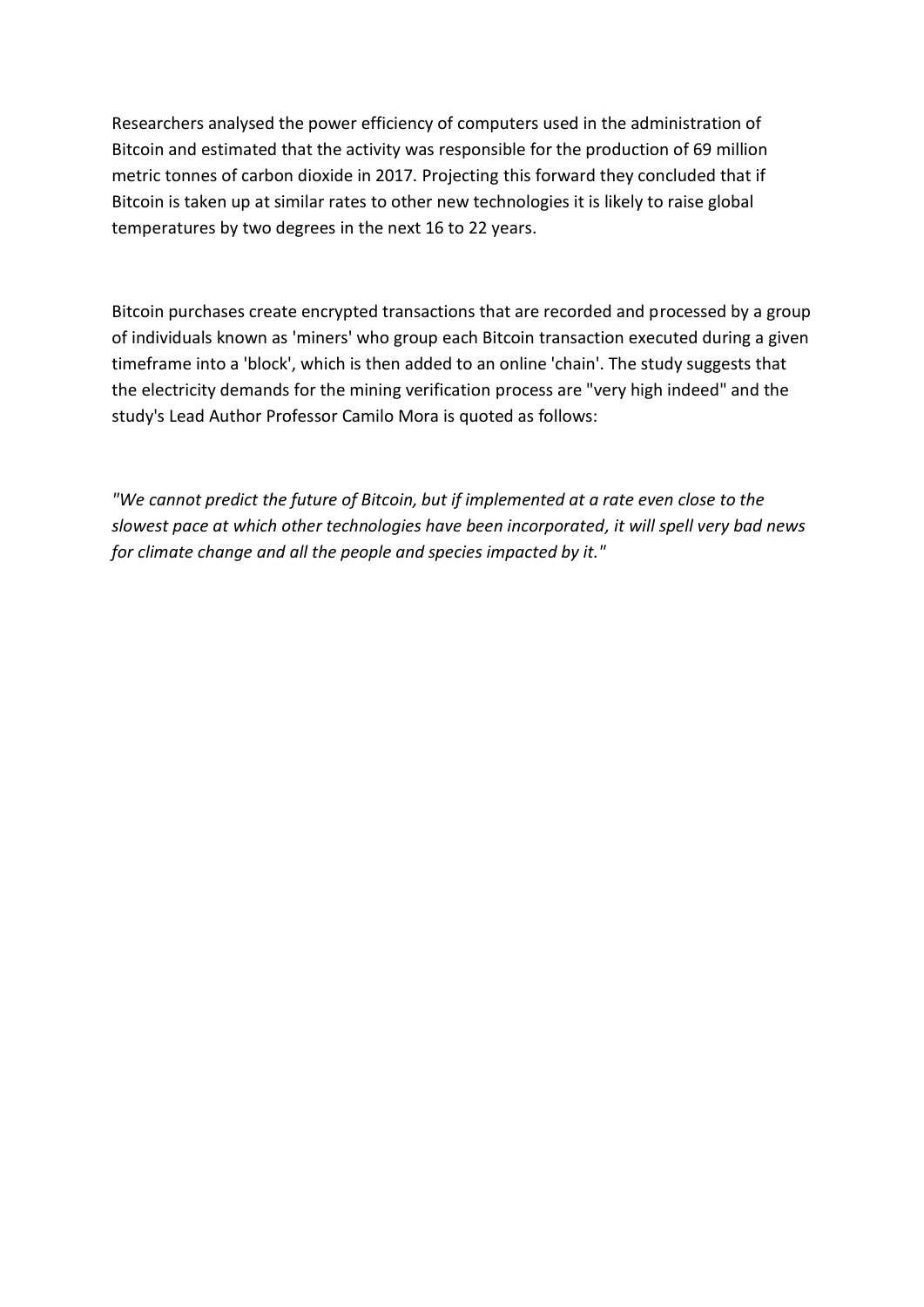Researchers analysed the power efficiency of computers used in the administration of Bitcoin and estimated that the activity was responsible for the production of 69 million metric tonnes of carbon dioxide in 2017. Projecting this forward they concluded that if Bitcoin is taken up at similar rates to other new technologies it is likely to raise global temperatures by two degrees in the next 16 to 22 years.

Bitcoin purchases create encrypted transactions that are recorded and processed by a group of individuals known as 'miners' who group each Bitcoin transaction executed during a given timeframe into a 'block', which is then added to an online 'chain'. The study suggests that the electricity demands for the mining verification process are "very high indeed" and the study's Lead Author Professor Camilo Mora is quoted as follows:

*"We cannot predict the future of Bitcoin, but if implemented at a rate even close to the slowest pace at which other technologies have been incorporated, it will spell very bad news for climate change and all the people and species impacted by it."*